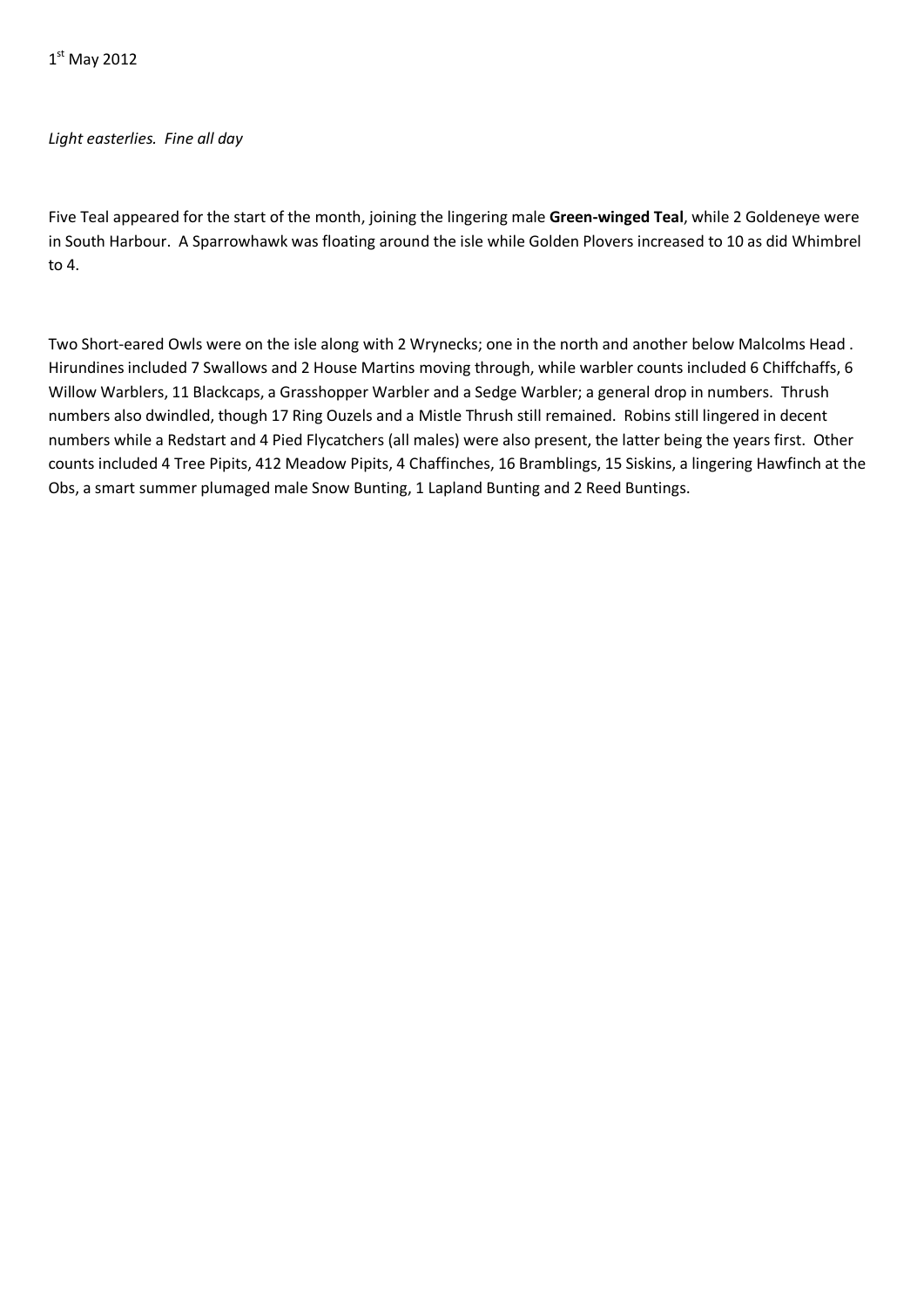1st May 2012

*Light easterlies. Fine all day*

Five Teal appeared for the start of the month, joining the lingering male **Green-winged Teal**, while 2 Goldeneye were in South Harbour. A Sparrowhawk was floating around the isle while Golden Plovers increased to 10 as did Whimbrel to 4.

Two Short-eared Owls were on the isle along with 2 Wrynecks; one in the north and another below Malcolms Head . Hirundines included 7 Swallows and 2 House Martins moving through, while warbler counts included 6 Chiffchaffs, 6 Willow Warblers, 11 Blackcaps, a Grasshopper Warbler and a Sedge Warbler; a general drop in numbers. Thrush numbers also dwindled, though 17 Ring Ouzels and a Mistle Thrush still remained. Robins still lingered in decent numbers while a Redstart and 4 Pied Flycatchers (all males) were also present, the latter being the years first. Other counts included 4 Tree Pipits, 412 Meadow Pipits, 4 Chaffinches, 16 Bramblings, 15 Siskins, a lingering Hawfinch at the Obs, a smart summer plumaged male Snow Bunting, 1 Lapland Bunting and 2 Reed Buntings.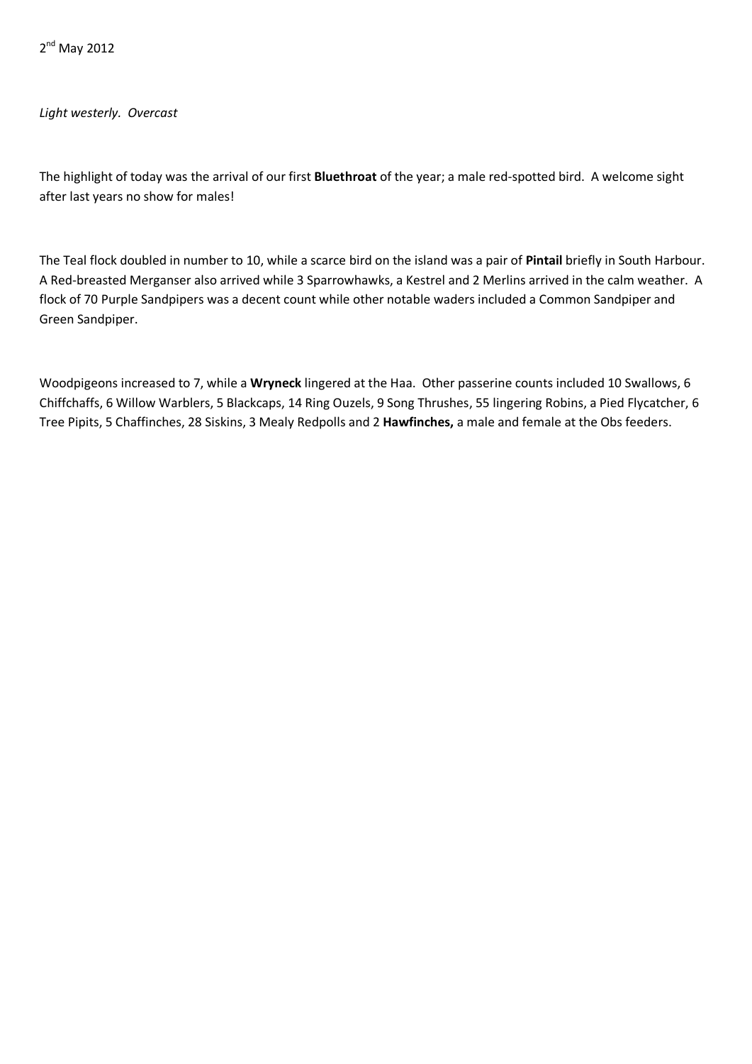2nd May 2012

*Light westerly. Overcast*

The highlight of today was the arrival of our first **Bluethroat** of the year; a male red-spotted bird. A welcome sight after last years no show for males!

The Teal flock doubled in number to 10, while a scarce bird on the island was a pair of **Pintail** briefly in South Harbour. A Red-breasted Merganser also arrived while 3 Sparrowhawks, a Kestrel and 2 Merlins arrived in the calm weather. A flock of 70 Purple Sandpipers was a decent count while other notable waders included a Common Sandpiper and Green Sandpiper.

Woodpigeons increased to 7, while a **Wryneck** lingered at the Haa. Other passerine counts included 10 Swallows, 6 Chiffchaffs, 6 Willow Warblers, 5 Blackcaps, 14 Ring Ouzels, 9 Song Thrushes, 55 lingering Robins, a Pied Flycatcher, 6 Tree Pipits, 5 Chaffinches, 28 Siskins, 3 Mealy Redpolls and 2 **Hawfinches,** a male and female at the Obs feeders.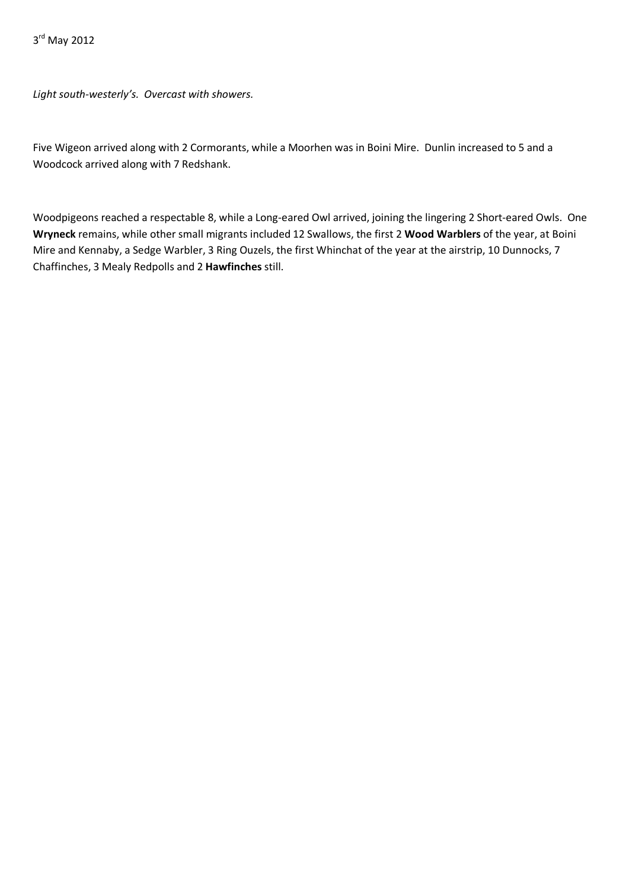3rd May 2012

*Light south-westerly's. Overcast with showers.*

Five Wigeon arrived along with 2 Cormorants, while a Moorhen was in Boini Mire. Dunlin increased to 5 and a Woodcock arrived along with 7 Redshank.

Woodpigeons reached a respectable 8, while a Long-eared Owl arrived, joining the lingering 2 Short-eared Owls. One **Wryneck** remains, while other small migrants included 12 Swallows, the first 2 **Wood Warblers** of the year, at Boini Mire and Kennaby, a Sedge Warbler, 3 Ring Ouzels, the first Whinchat of the year at the airstrip, 10 Dunnocks, 7 Chaffinches, 3 Mealy Redpolls and 2 **Hawfinches** still.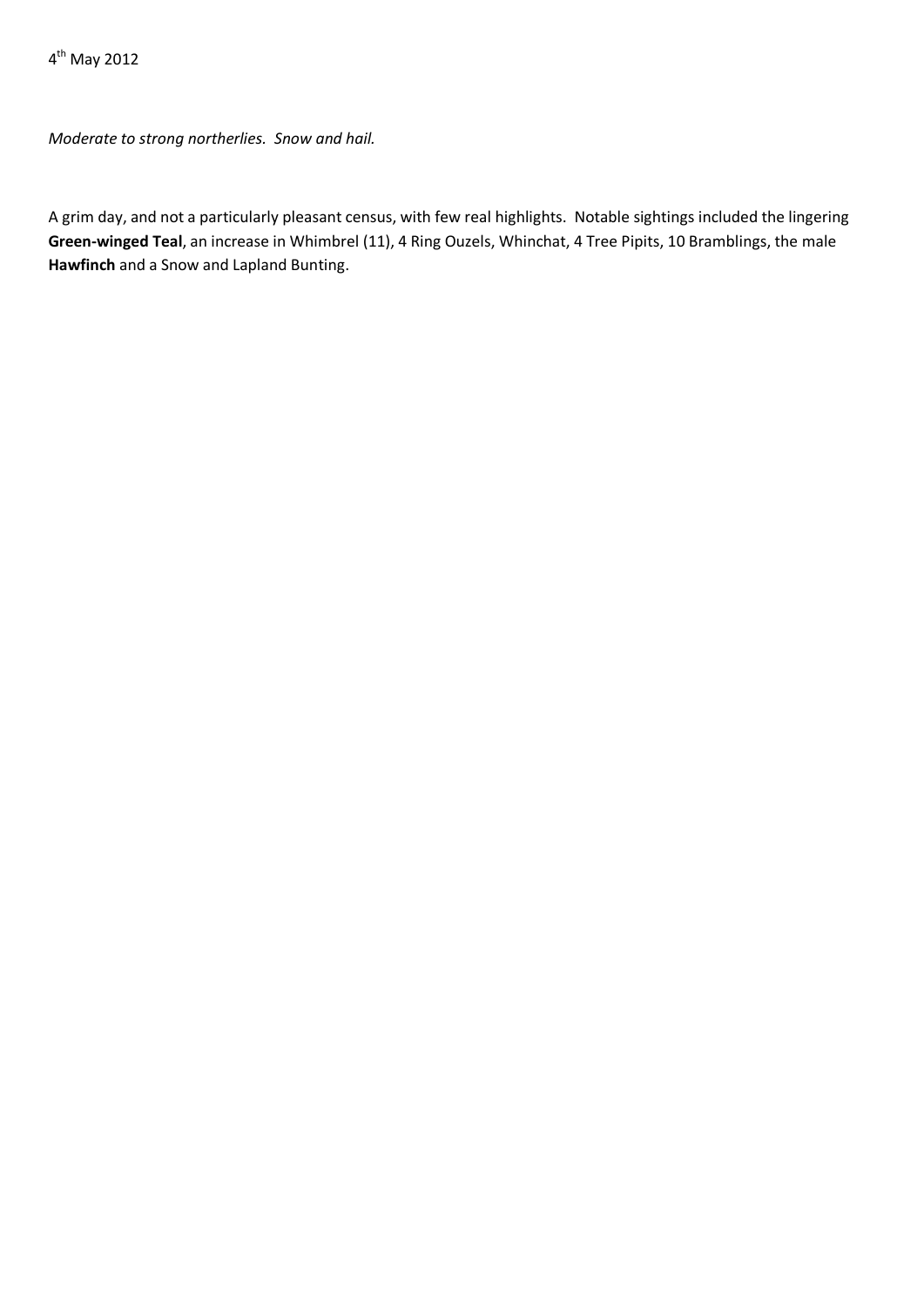4th May 2012

*Moderate to strong northerlies.  Snow and hail.*

A grim day, and not a particularly pleasant census, with few real highlights.  Notable sightings included the lingering **Green-winged Teal**, an increase in Whimbrel (11), 4 Ring Ouzels, Whinchat, 4 Tree Pipits, 10 Bramblings, the male **Hawfinch** and a Snow and Lapland Bunting.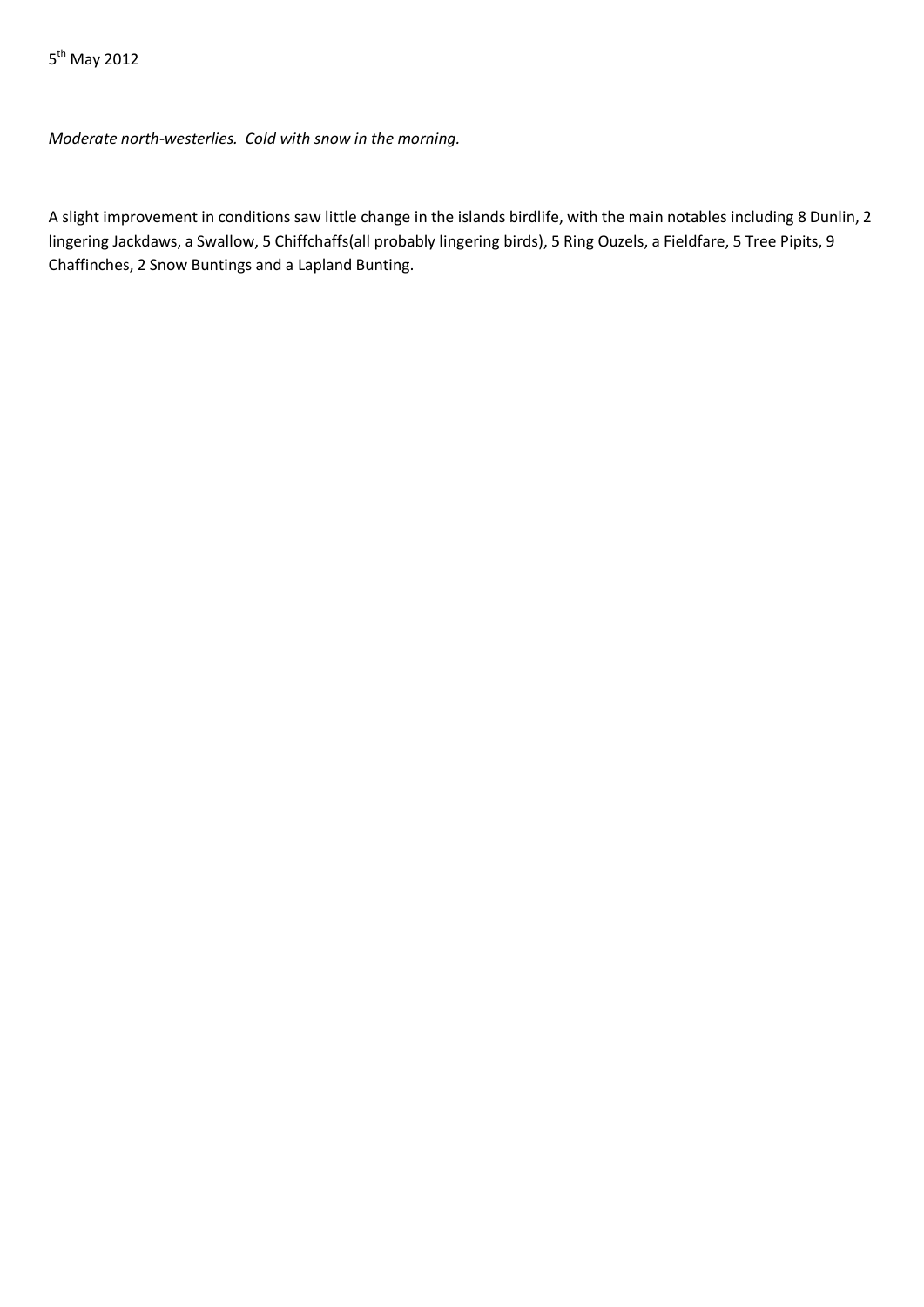5th May 2012

*Moderate north-westerlies.  Cold with snow in the morning.*

A slight improvement in conditions saw little change in the islands birdlife, with the main notables including 8 Dunlin, 2 lingering Jackdaws, a Swallow, 5 Chiffchaffs(all probably lingering birds), 5 Ring Ouzels, a Fieldfare, 5 Tree Pipits, 9 Chaffinches, 2 Snow Buntings and a Lapland Bunting.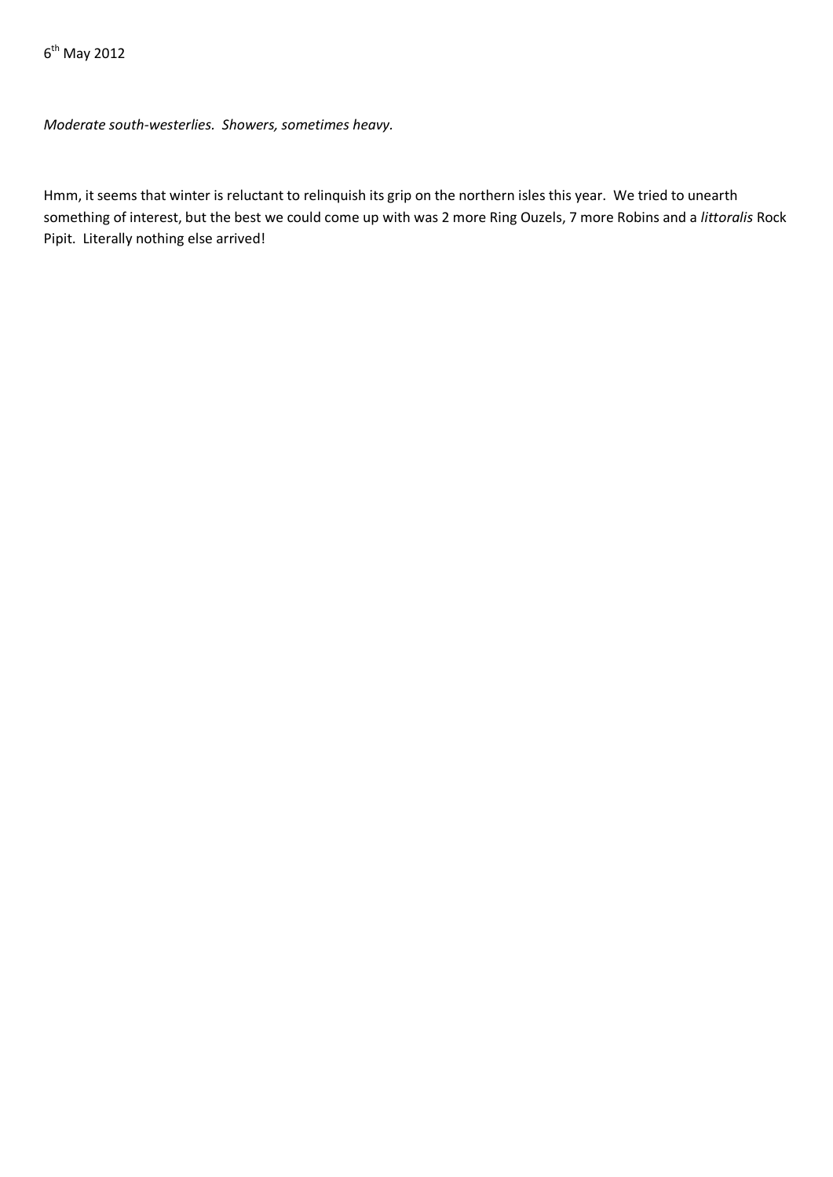6th May 2012

*Moderate south-westerlies. Showers, sometimes heavy.*

Hmm, it seems that winter is reluctant to relinquish its grip on the northern isles this year. We tried to unearth something of interest, but the best we could come up with was 2 more Ring Ouzels, 7 more Robins and a *littoralis* Rock Pipit. Literally nothing else arrived!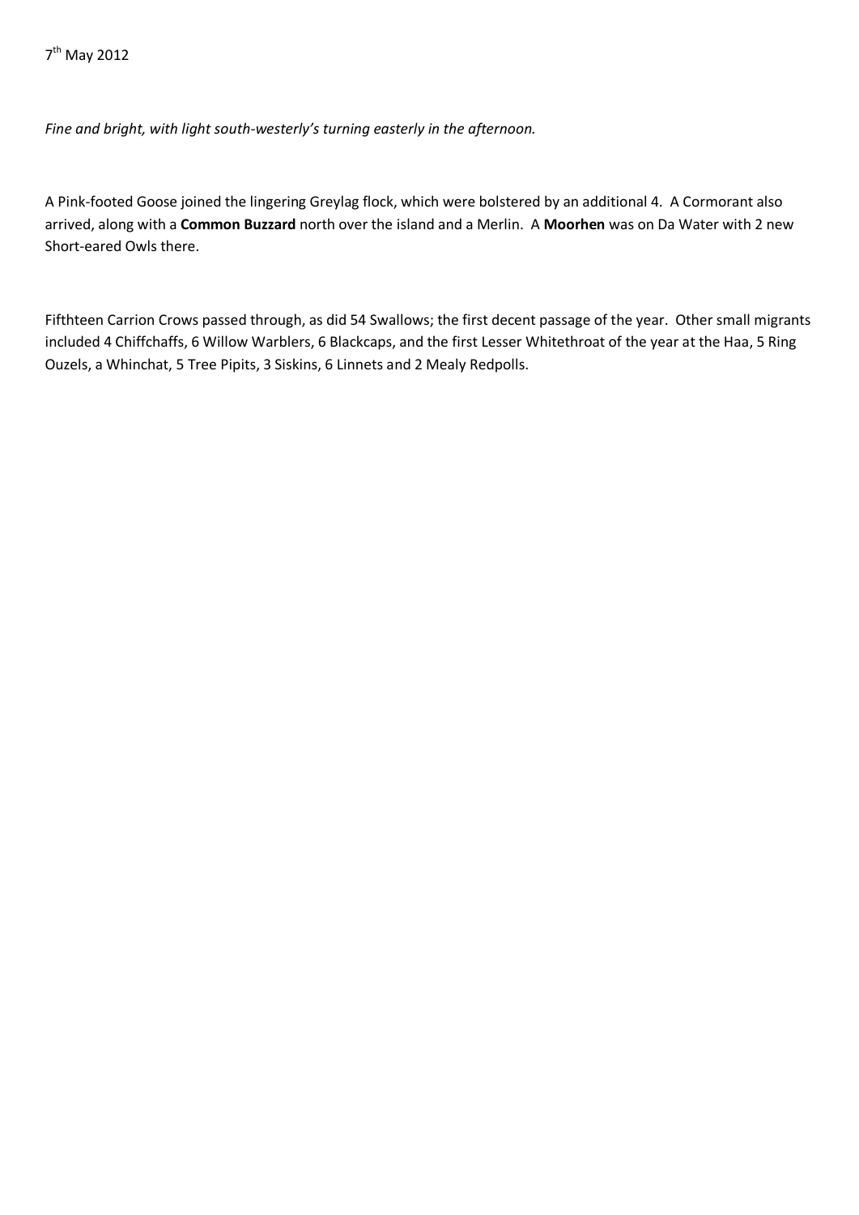7th May 2012

*Fine and bright, with light south-westerly's turning easterly in the afternoon.*

A Pink-footed Goose joined the lingering Greylag flock, which were bolstered by an additional 4. A Cormorant also arrived, along with a **Common Buzzard** north over the island and a Merlin. A **Moorhen** was on Da Water with 2 new Short-eared Owls there.

Fifthteen Carrion Crows passed through, as did 54 Swallows; the first decent passage of the year. Other small migrants included 4 Chiffchaffs, 6 Willow Warblers, 6 Blackcaps, and the first Lesser Whitethroat of the year at the Haa, 5 Ring Ouzels, a Whinchat, 5 Tree Pipits, 3 Siskins, 6 Linnets and 2 Mealy Redpolls.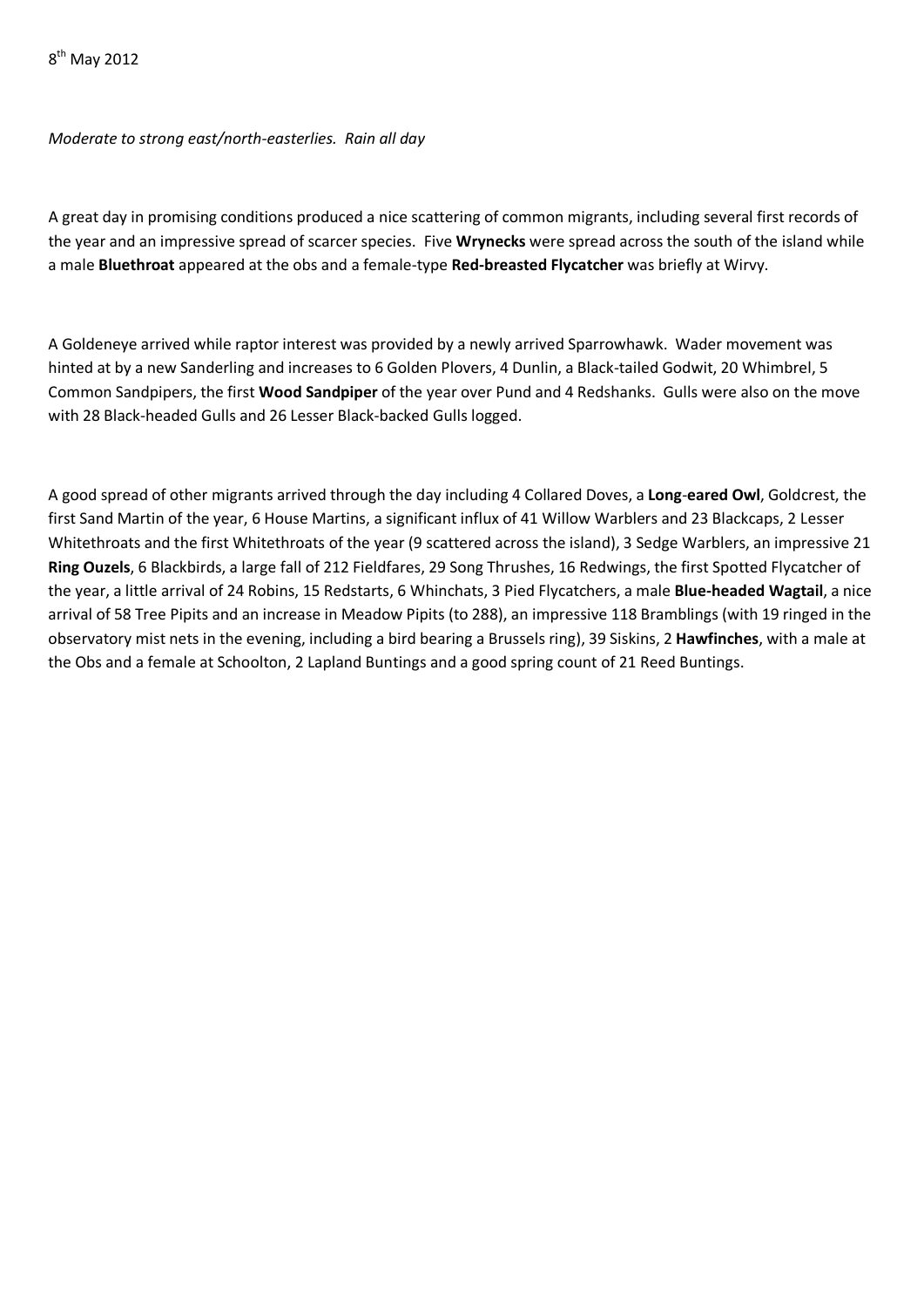8th May 2012

*Moderate to strong east/north-easterlies. Rain all day*

A great day in promising conditions produced a nice scattering of common migrants, including several first records of the year and an impressive spread of scarcer species. Five **Wrynecks** were spread across the south of the island while a male **Bluethroat** appeared at the obs and a female-type **Red-breasted Flycatcher** was briefly at Wirvy.

A Goldeneye arrived while raptor interest was provided by a newly arrived Sparrowhawk. Wader movement was hinted at by a new Sanderling and increases to 6 Golden Plovers, 4 Dunlin, a Black-tailed Godwit, 20 Whimbrel, 5 Common Sandpipers, the first **Wood Sandpiper** of the year over Pund and 4 Redshanks. Gulls were also on the move with 28 Black-headed Gulls and 26 Lesser Black-backed Gulls logged.

A good spread of other migrants arrived through the day including 4 Collared Doves, a **Long-eared Owl**, Goldcrest, the first Sand Martin of the year, 6 House Martins, a significant influx of 41 Willow Warblers and 23 Blackcaps, 2 Lesser Whitethroats and the first Whitethroats of the year (9 scattered across the island), 3 Sedge Warblers, an impressive 21 **Ring Ouzels**, 6 Blackbirds, a large fall of 212 Fieldfares, 29 Song Thrushes, 16 Redwings, the first Spotted Flycatcher of the year, a little arrival of 24 Robins, 15 Redstarts, 6 Whinchats, 3 Pied Flycatchers, a male **Blue-headed Wagtail**, a nice arrival of 58 Tree Pipits and an increase in Meadow Pipits (to 288), an impressive 118 Bramblings (with 19 ringed in the observatory mist nets in the evening, including a bird bearing a Brussels ring), 39 Siskins, 2 **Hawfinches**, with a male at the Obs and a female at Schoolton, 2 Lapland Buntings and a good spring count of 21 Reed Buntings.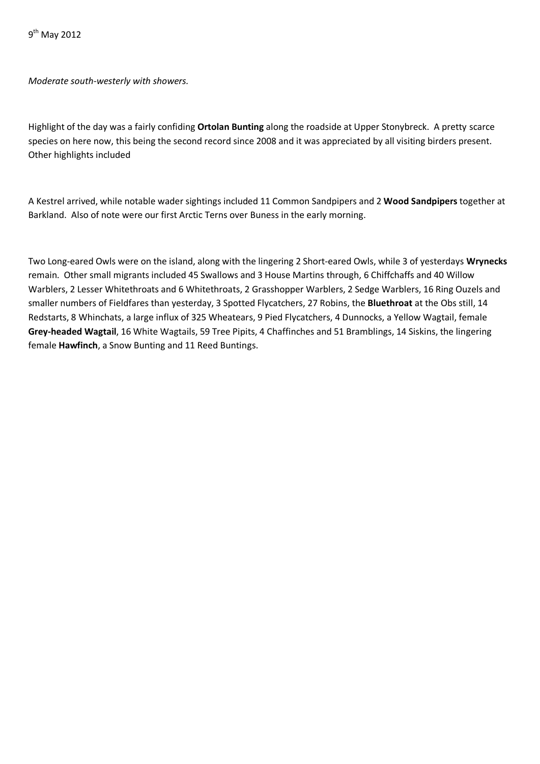9th May 2012

*Moderate south-westerly with showers.*

Highlight of the day was a fairly confiding **Ortolan Bunting** along the roadside at Upper Stonybreck. A pretty scarce species on here now, this being the second record since 2008 and it was appreciated by all visiting birders present. Other highlights included

A Kestrel arrived, while notable wader sightings included 11 Common Sandpipers and 2 **Wood Sandpipers** together at Barkland. Also of note were our first Arctic Terns over Buness in the early morning.

Two Long-eared Owls were on the island, along with the lingering 2 Short-eared Owls, while 3 of yesterdays **Wrynecks** remain. Other small migrants included 45 Swallows and 3 House Martins through, 6 Chiffchaffs and 40 Willow Warblers, 2 Lesser Whitethroats and 6 Whitethroats, 2 Grasshopper Warblers, 2 Sedge Warblers, 16 Ring Ouzels and smaller numbers of Fieldfares than yesterday, 3 Spotted Flycatchers, 27 Robins, the **Bluethroat** at the Obs still, 14 Redstarts, 8 Whinchats, a large influx of 325 Wheatears, 9 Pied Flycatchers, 4 Dunnocks, a Yellow Wagtail, female **Grey-headed Wagtail**, 16 White Wagtails, 59 Tree Pipits, 4 Chaffinches and 51 Bramblings, 14 Siskins, the lingering female **Hawfinch**, a Snow Bunting and 11 Reed Buntings.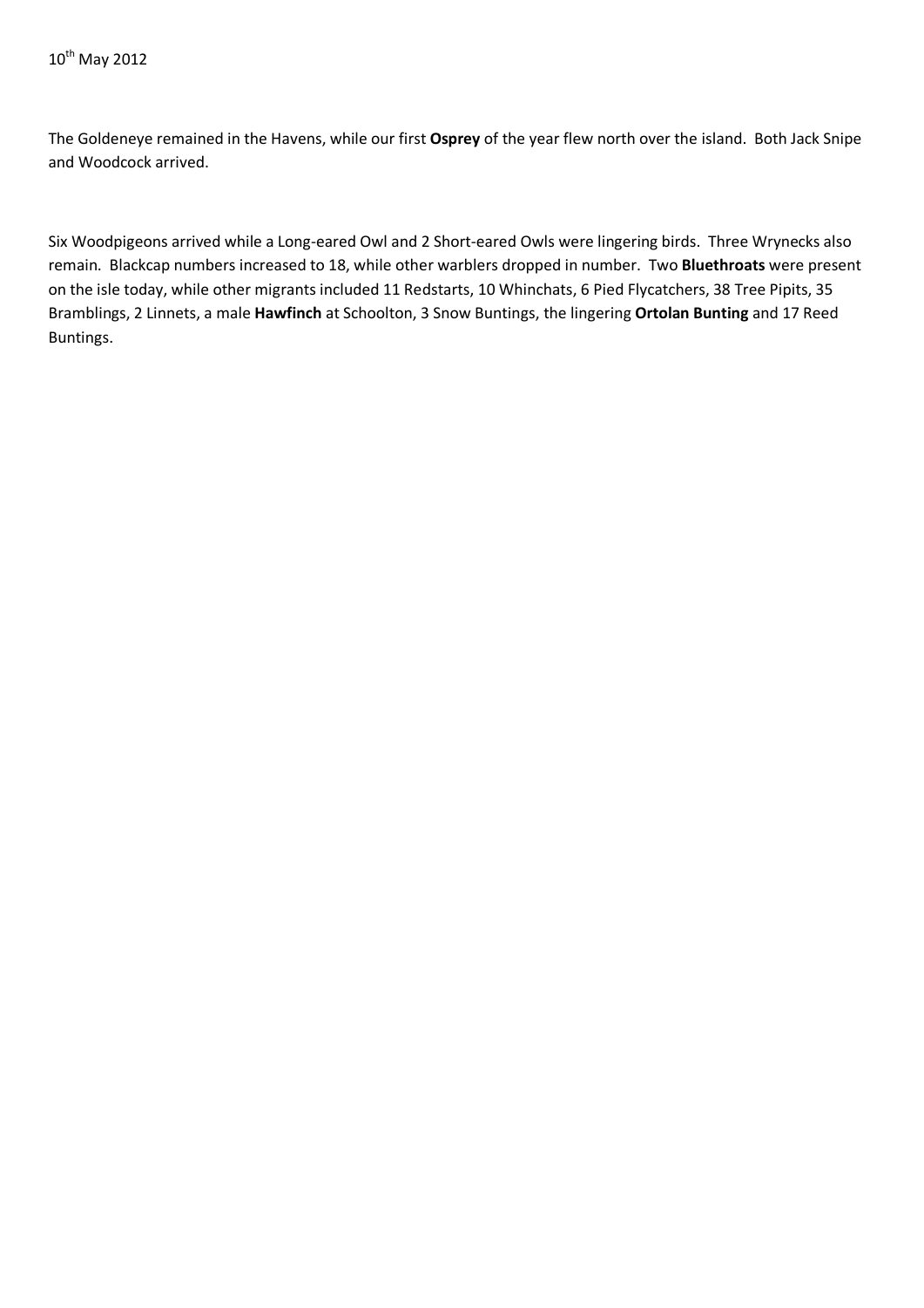10th May 2012

The Goldeneye remained in the Havens, while our first **Osprey** of the year flew north over the island. Both Jack Snipe and Woodcock arrived.

Six Woodpigeons arrived while a Long-eared Owl and 2 Short-eared Owls were lingering birds. Three Wrynecks also remain. Blackcap numbers increased to 18, while other warblers dropped in number. Two **Bluethroats** were present on the isle today, while other migrants included 11 Redstarts, 10 Whinchats, 6 Pied Flycatchers, 38 Tree Pipits, 35 Bramblings, 2 Linnets, a male **Hawfinch** at Schoolton, 3 Snow Buntings, the lingering **Ortolan Bunting** and 17 Reed Buntings.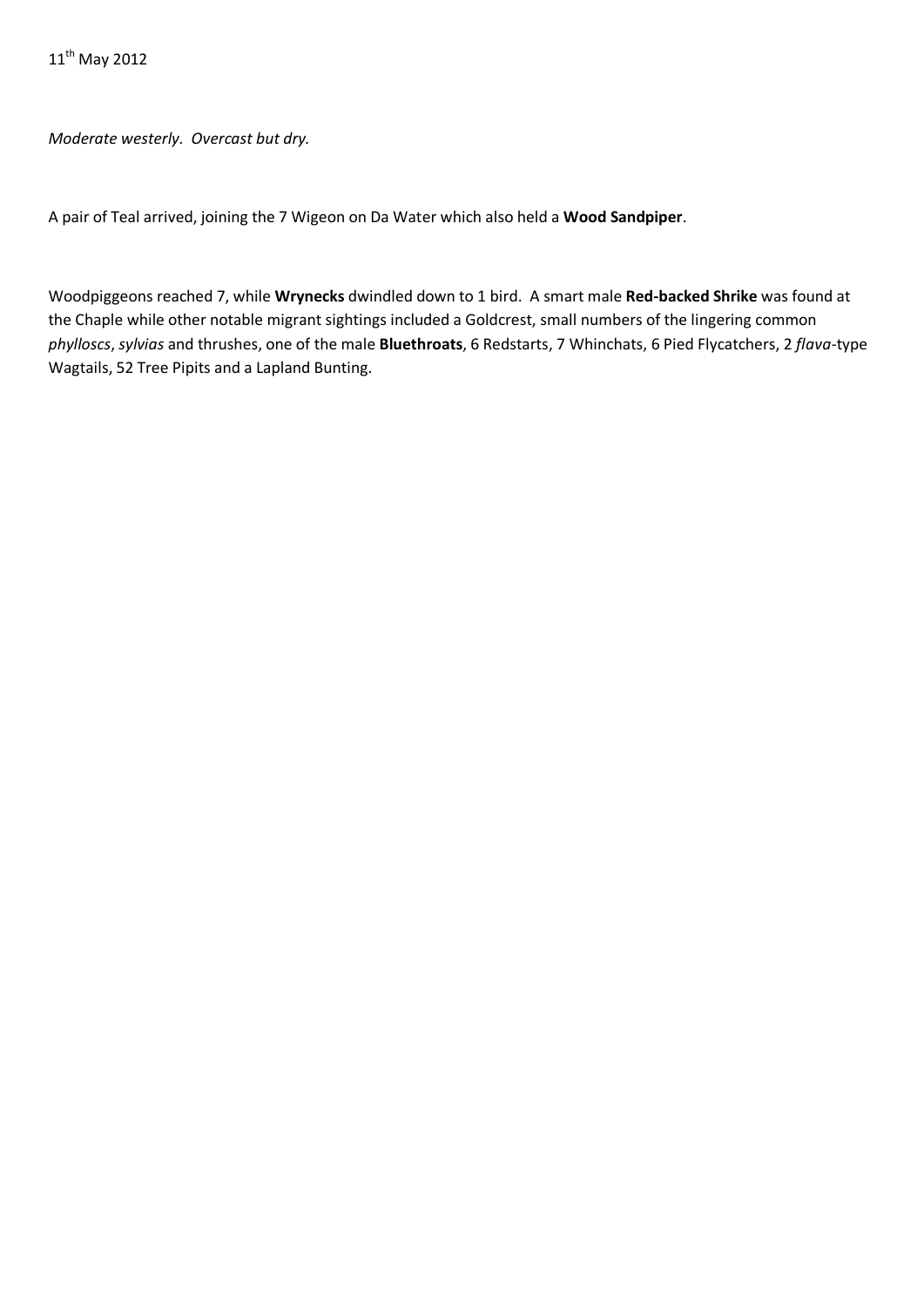11th May 2012

*Moderate westerly.  Overcast but dry.*

A pair of Teal arrived, joining the 7 Wigeon on Da Water which also held a **Wood Sandpiper**.

Woodpiggeons reached 7, while **Wrynecks** dwindled down to 1 bird.  A smart male **Red-backed Shrike** was found at the Chaple while other notable migrant sightings included a Goldcrest, small numbers of the lingering common *phylloscs*, *sylvias* and thrushes, one of the male **Bluethroats**, 6 Redstarts, 7 Whinchats, 6 Pied Flycatchers, 2 *flava*-type Wagtails, 52 Tree Pipits and a Lapland Bunting.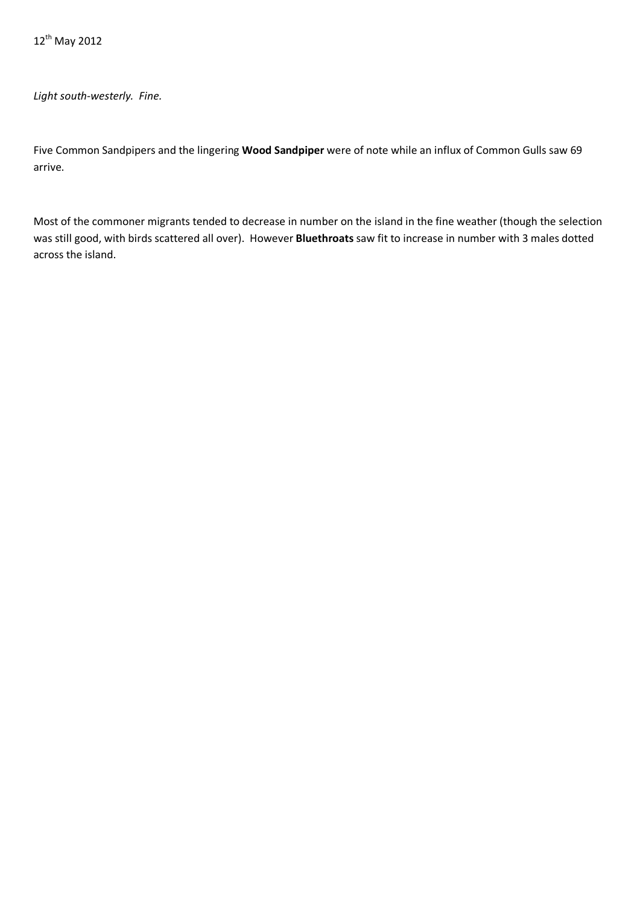12th May 2012

*Light south-westerly. Fine.*

Five Common Sandpipers and the lingering **Wood Sandpiper** were of note while an influx of Common Gulls saw 69 arrive.

Most of the commoner migrants tended to decrease in number on the island in the fine weather (though the selection was still good, with birds scattered all over). However **Bluethroats** saw fit to increase in number with 3 males dotted across the island.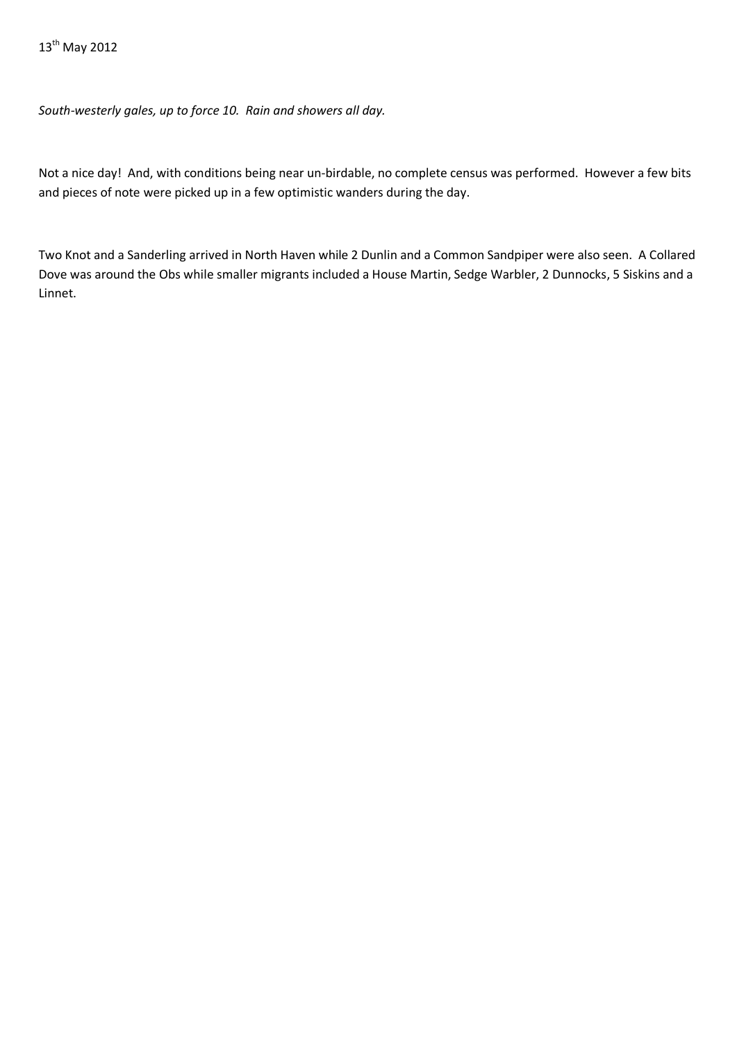13th May 2012

*South-westerly gales, up to force 10. Rain and showers all day.*

Not a nice day! And, with conditions being near un-birdable, no complete census was performed. However a few bits and pieces of note were picked up in a few optimistic wanders during the day.

Two Knot and a Sanderling arrived in North Haven while 2 Dunlin and a Common Sandpiper were also seen. A Collared Dove was around the Obs while smaller migrants included a House Martin, Sedge Warbler, 2 Dunnocks, 5 Siskins and a Linnet.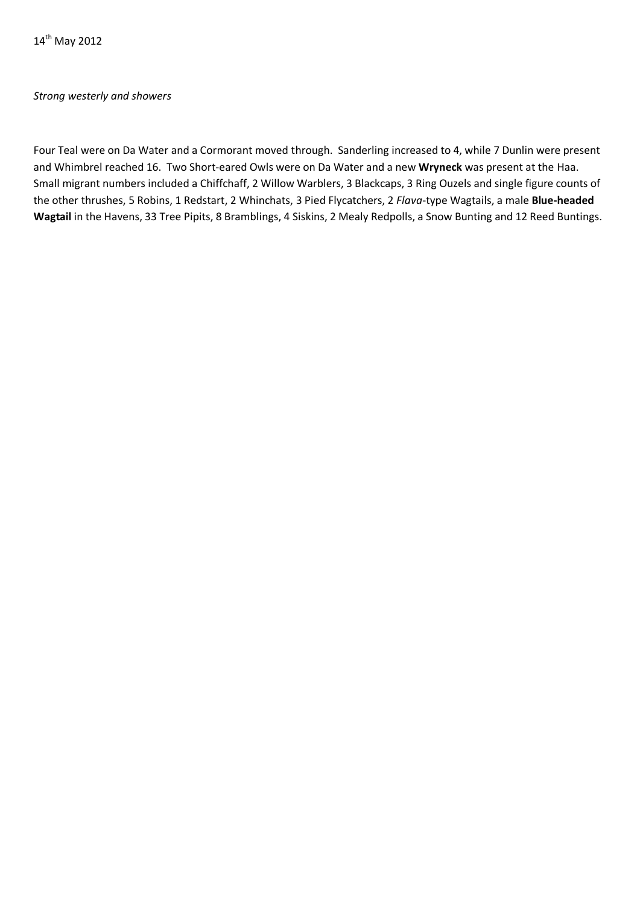14th May 2012

*Strong westerly and showers*

Four Teal were on Da Water and a Cormorant moved through. Sanderling increased to 4, while 7 Dunlin were present and Whimbrel reached 16. Two Short-eared Owls were on Da Water and a new **Wryneck** was present at the Haa. Small migrant numbers included a Chiffchaff, 2 Willow Warblers, 3 Blackcaps, 3 Ring Ouzels and single figure counts of the other thrushes, 5 Robins, 1 Redstart, 2 Whinchats, 3 Pied Flycatchers, 2 *Flava*-type Wagtails, a male **Blue-headed Wagtail** in the Havens, 33 Tree Pipits, 8 Bramblings, 4 Siskins, 2 Mealy Redpolls, a Snow Bunting and 12 Reed Buntings.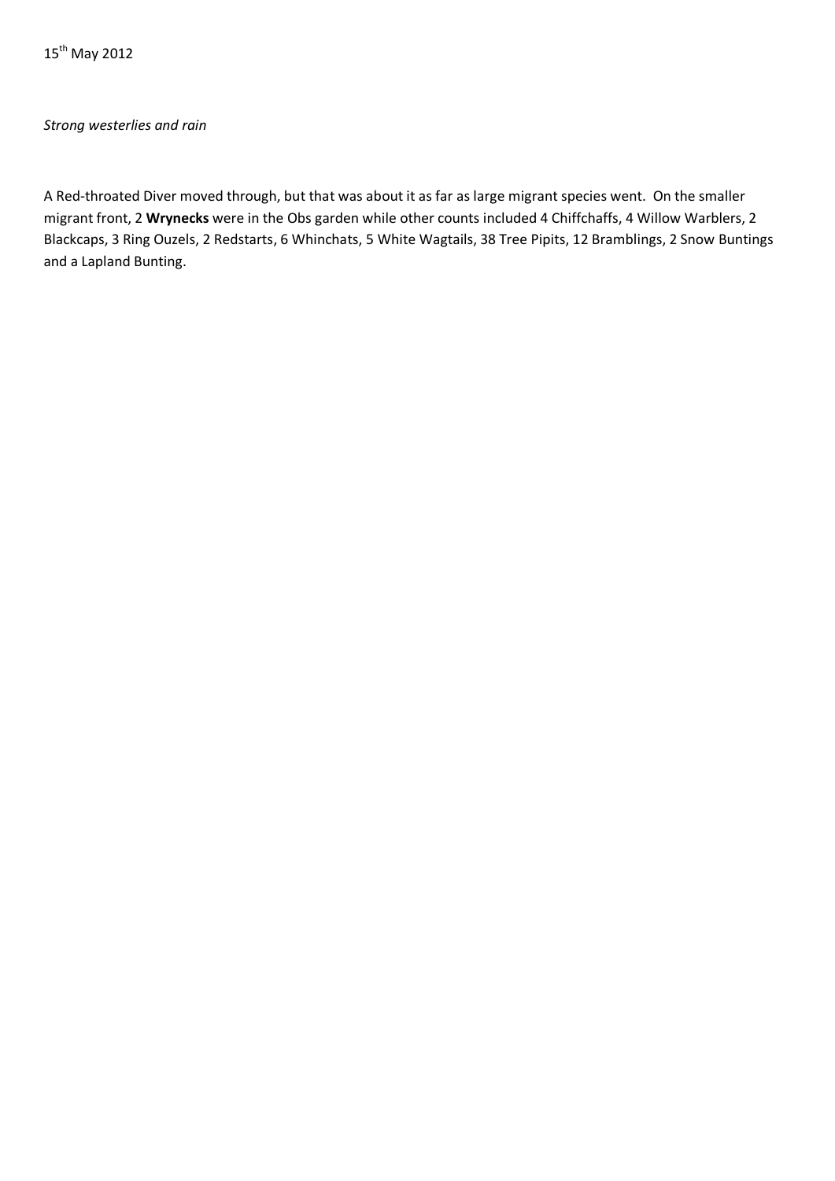15th May 2012

*Strong westerlies and rain*

A Red-throated Diver moved through, but that was about it as far as large migrant species went. On the smaller migrant front, 2 **Wrynecks** were in the Obs garden while other counts included 4 Chiffchaffs, 4 Willow Warblers, 2 Blackcaps, 3 Ring Ouzels, 2 Redstarts, 6 Whinchats, 5 White Wagtails, 38 Tree Pipits, 12 Bramblings, 2 Snow Buntings and a Lapland Bunting.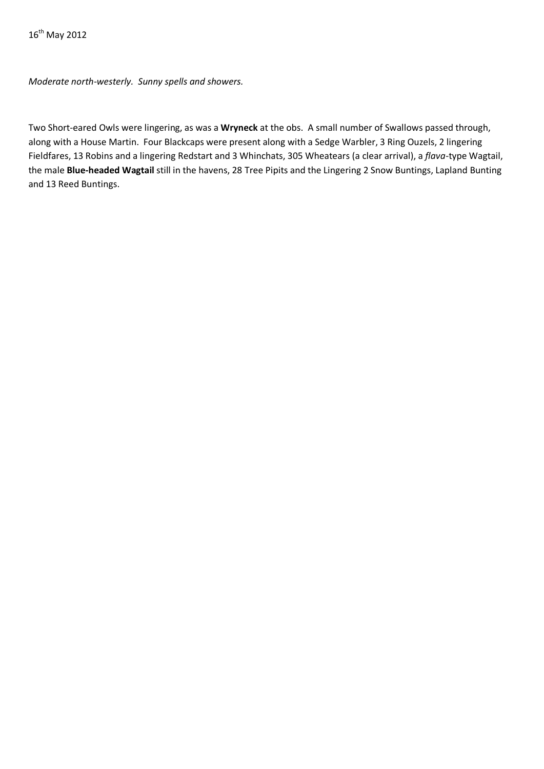16th May 2012

*Moderate north-westerly.  Sunny spells and showers.*

Two Short-eared Owls were lingering, as was a **Wryneck** at the obs.  A small number of Swallows passed through, along with a House Martin.  Four Blackcaps were present along with a Sedge Warbler, 3 Ring Ouzels, 2 lingering Fieldfares, 13 Robins and a lingering Redstart and 3 Whinchats, 305 Wheatears (a clear arrival), a *flava*-type Wagtail, the male **Blue-headed Wagtail** still in the havens, 28 Tree Pipits and the Lingering 2 Snow Buntings, Lapland Bunting and 13 Reed Buntings.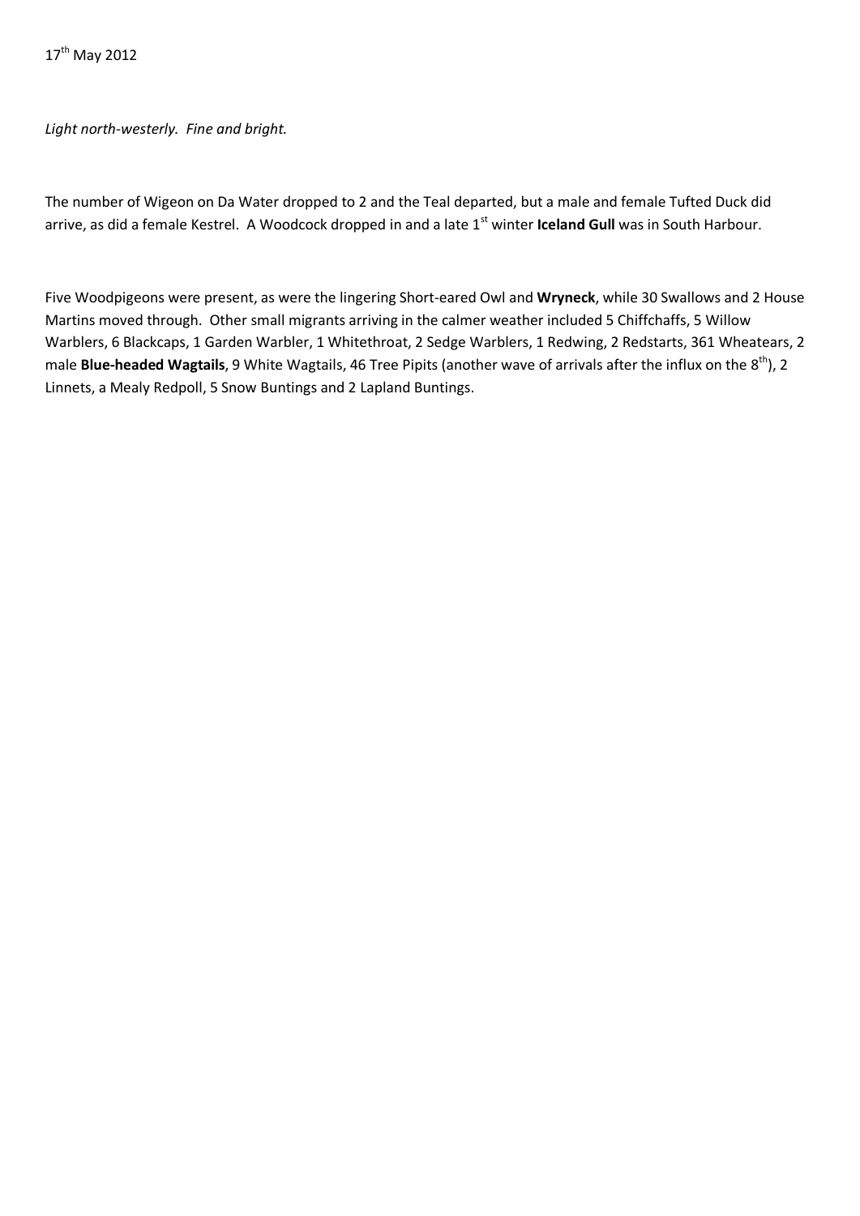17th May 2012

*Light north-westerly. Fine and bright.*

The number of Wigeon on Da Water dropped to 2 and the Teal departed, but a male and female Tufted Duck did arrive, as did a female Kestrel. A Woodcock dropped in and a late 1st winter **Iceland Gull** was in South Harbour.

Five Woodpigeons were present, as were the lingering Short-eared Owl and **Wryneck**, while 30 Swallows and 2 House Martins moved through. Other small migrants arriving in the calmer weather included 5 Chiffchaffs, 5 Willow Warblers, 6 Blackcaps, 1 Garden Warbler, 1 Whitethroat, 2 Sedge Warblers, 1 Redwing, 2 Redstarts, 361 Wheatears, 2 male **Blue-headed Wagtails**, 9 White Wagtails, 46 Tree Pipits (another wave of arrivals after the influx on the 8th), 2 Linnets, a Mealy Redpoll, 5 Snow Buntings and 2 Lapland Buntings.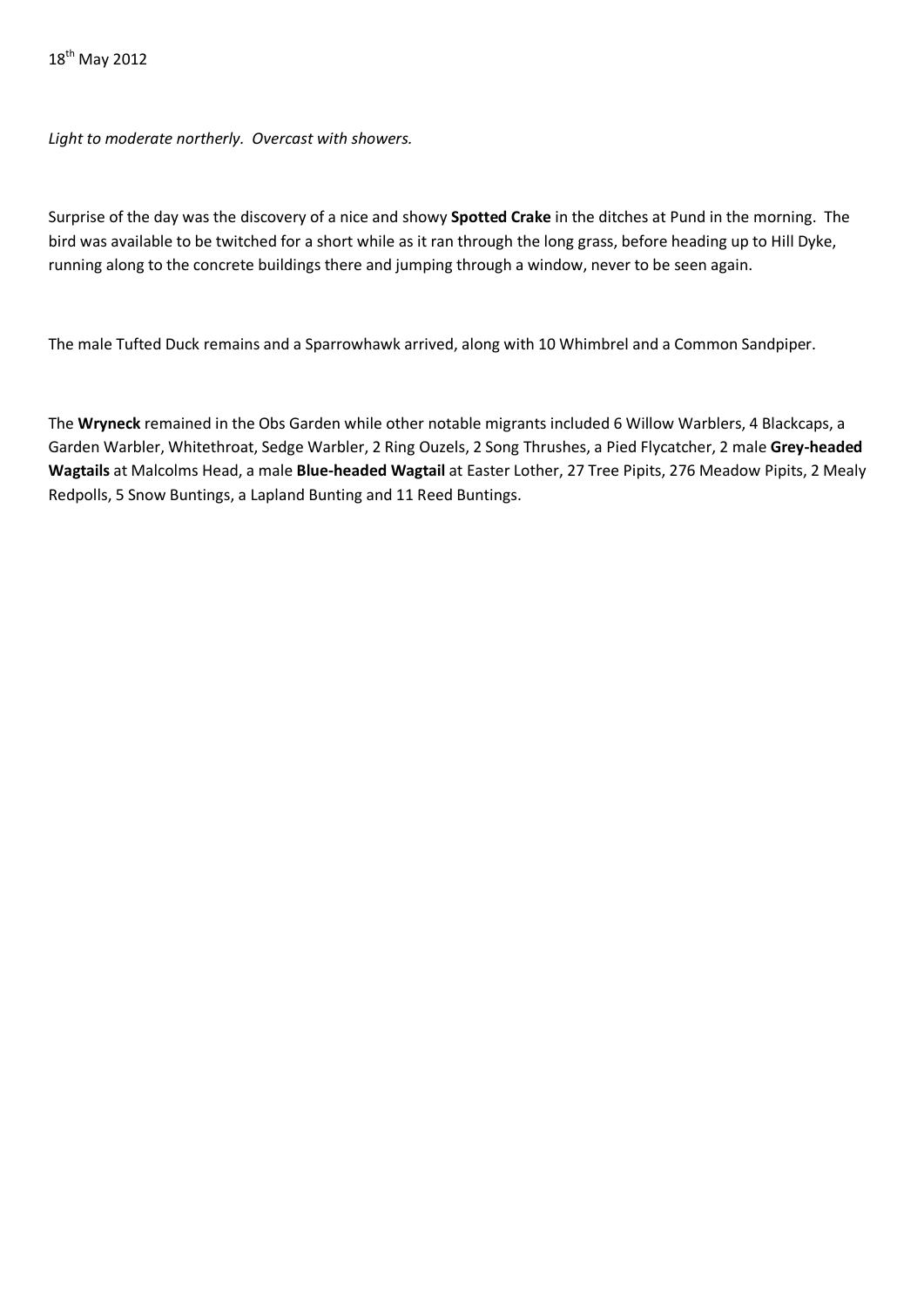18th May 2012

*Light to moderate northerly. Overcast with showers.*

Surprise of the day was the discovery of a nice and showy **Spotted Crake** in the ditches at Pund in the morning. The bird was available to be twitched for a short while as it ran through the long grass, before heading up to Hill Dyke, running along to the concrete buildings there and jumping through a window, never to be seen again.

The male Tufted Duck remains and a Sparrowhawk arrived, along with 10 Whimbrel and a Common Sandpiper.

The **Wryneck** remained in the Obs Garden while other notable migrants included 6 Willow Warblers, 4 Blackcaps, a Garden Warbler, Whitethroat, Sedge Warbler, 2 Ring Ouzels, 2 Song Thrushes, a Pied Flycatcher, 2 male **Grey-headed Wagtails** at Malcolms Head, a male **Blue-headed Wagtail** at Easter Lother, 27 Tree Pipits, 276 Meadow Pipits, 2 Mealy Redpolls, 5 Snow Buntings, a Lapland Bunting and 11 Reed Buntings.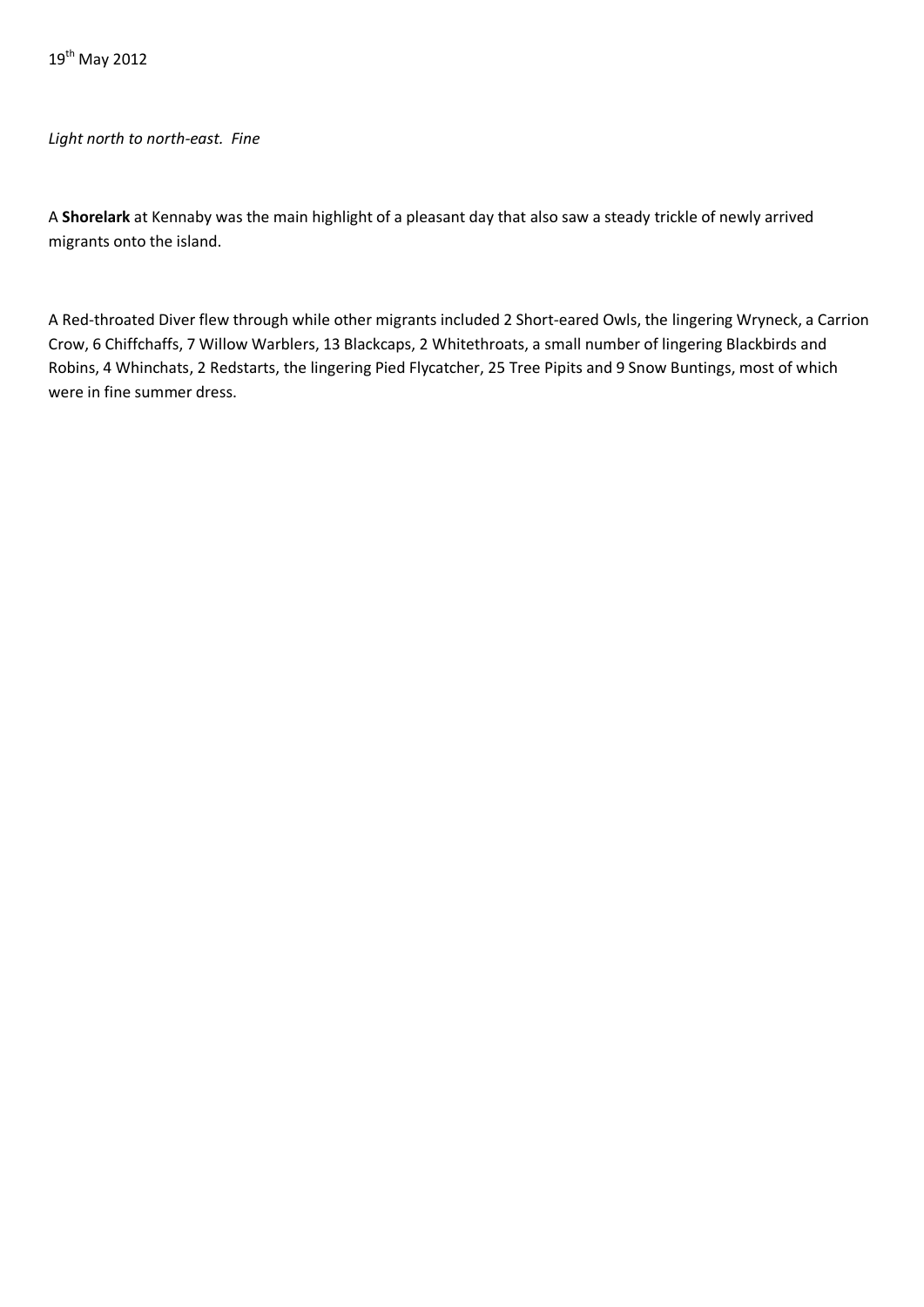19th May 2012

*Light north to north-east. Fine*

A **Shorelark** at Kennaby was the main highlight of a pleasant day that also saw a steady trickle of newly arrived migrants onto the island.

A Red-throated Diver flew through while other migrants included 2 Short-eared Owls, the lingering Wryneck, a Carrion Crow, 6 Chiffchaffs, 7 Willow Warblers, 13 Blackcaps, 2 Whitethroats, a small number of lingering Blackbirds and Robins, 4 Whinchats, 2 Redstarts, the lingering Pied Flycatcher, 25 Tree Pipits and 9 Snow Buntings, most of which were in fine summer dress.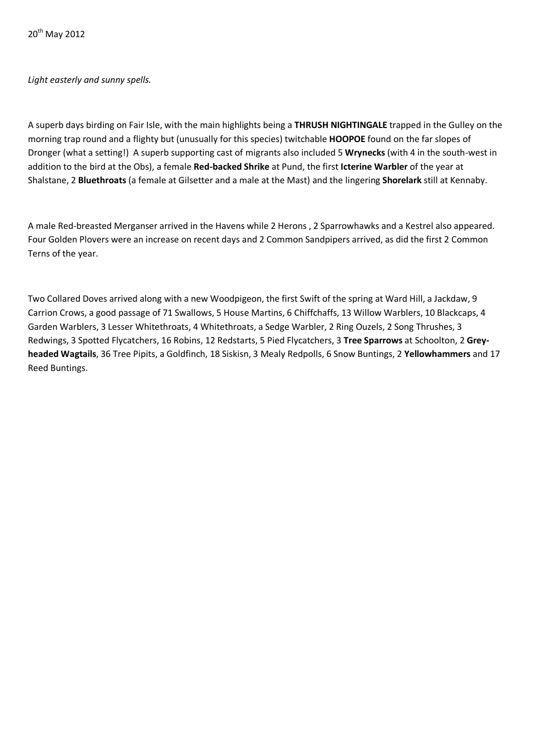20th May 2012

*Light easterly and sunny spells.*

A superb days birding on Fair Isle, with the main highlights being a **THRUSH NIGHTINGALE** trapped in the Gulley on the morning trap round and a flighty but (unusually for this species) twitchable **HOOPOE** found on the far slopes of Dronger (what a setting!) A superb supporting cast of migrants also included 5 **Wrynecks** (with 4 in the south-west in addition to the bird at the Obs), a female **Red-backed Shrike** at Pund, the first **Icterine Warbler** of the year at Shalstane, 2 **Bluethroats** (a female at Gilsetter and a male at the Mast) and the lingering **Shorelark** still at Kennaby.

A male Red-breasted Merganser arrived in the Havens while 2 Herons , 2 Sparrowhawks and a Kestrel also appeared. Four Golden Plovers were an increase on recent days and 2 Common Sandpipers arrived, as did the first 2 Common Terns of the year.

Two Collared Doves arrived along with a new Woodpigeon, the first Swift of the spring at Ward Hill, a Jackdaw, 9 Carrion Crows, a good passage of 71 Swallows, 5 House Martins, 6 Chiffchaffs, 13 Willow Warblers, 10 Blackcaps, 4 Garden Warblers, 3 Lesser Whitethroats, 4 Whitethroats, a Sedge Warbler, 2 Ring Ouzels, 2 Song Thrushes, 3 Redwings, 3 Spotted Flycatchers, 16 Robins, 12 Redstarts, 5 Pied Flycatchers, 3 **Tree Sparrows** at Schoolton, 2 **Grey-headed Wagtails**, 36 Tree Pipits, a Goldfinch, 18 Siskisn, 3 Mealy Redpolls, 6 Snow Buntings, 2 **Yellowhammers** and 17 Reed Buntings.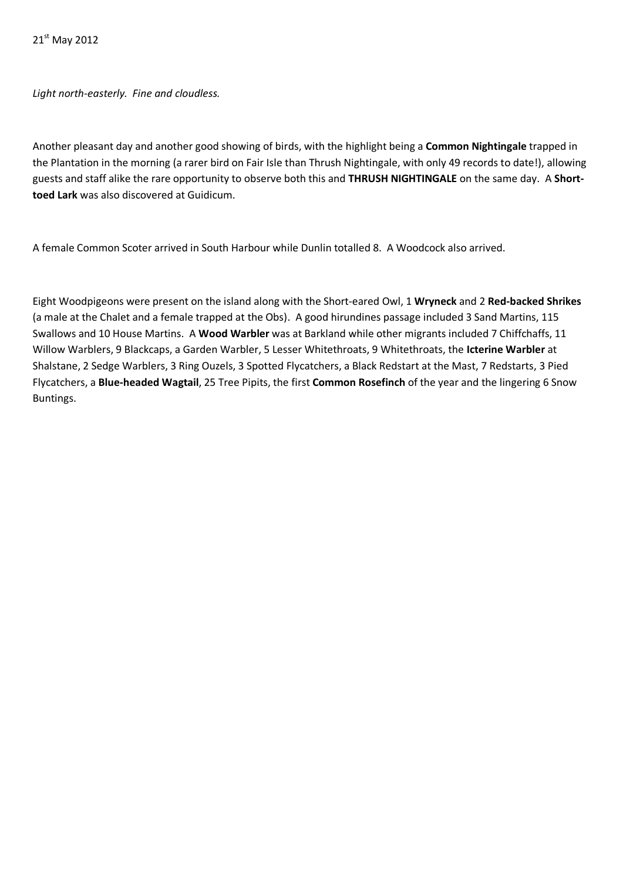21st May 2012

*Light north-easterly. Fine and cloudless.*

Another pleasant day and another good showing of birds, with the highlight being a **Common Nightingale** trapped in the Plantation in the morning (a rarer bird on Fair Isle than Thrush Nightingale, with only 49 records to date!), allowing guests and staff alike the rare opportunity to observe both this and **THRUSH NIGHTINGALE** on the same day. A **Short-toed Lark** was also discovered at Guidicum.

A female Common Scoter arrived in South Harbour while Dunlin totalled 8. A Woodcock also arrived.

Eight Woodpigeons were present on the island along with the Short-eared Owl, 1 **Wryneck** and 2 **Red-backed Shrikes** (a male at the Chalet and a female trapped at the Obs). A good hirundines passage included 3 Sand Martins, 115 Swallows and 10 House Martins. A **Wood Warbler** was at Barkland while other migrants included 7 Chiffchaffs, 11 Willow Warblers, 9 Blackcaps, a Garden Warbler, 5 Lesser Whitethroats, 9 Whitethroats, the **Icterine Warbler** at Shalstane, 2 Sedge Warblers, 3 Ring Ouzels, 3 Spotted Flycatchers, a Black Redstart at the Mast, 7 Redstarts, 3 Pied Flycatchers, a **Blue-headed Wagtail**, 25 Tree Pipits, the first **Common Rosefinch** of the year and the lingering 6 Snow Buntings.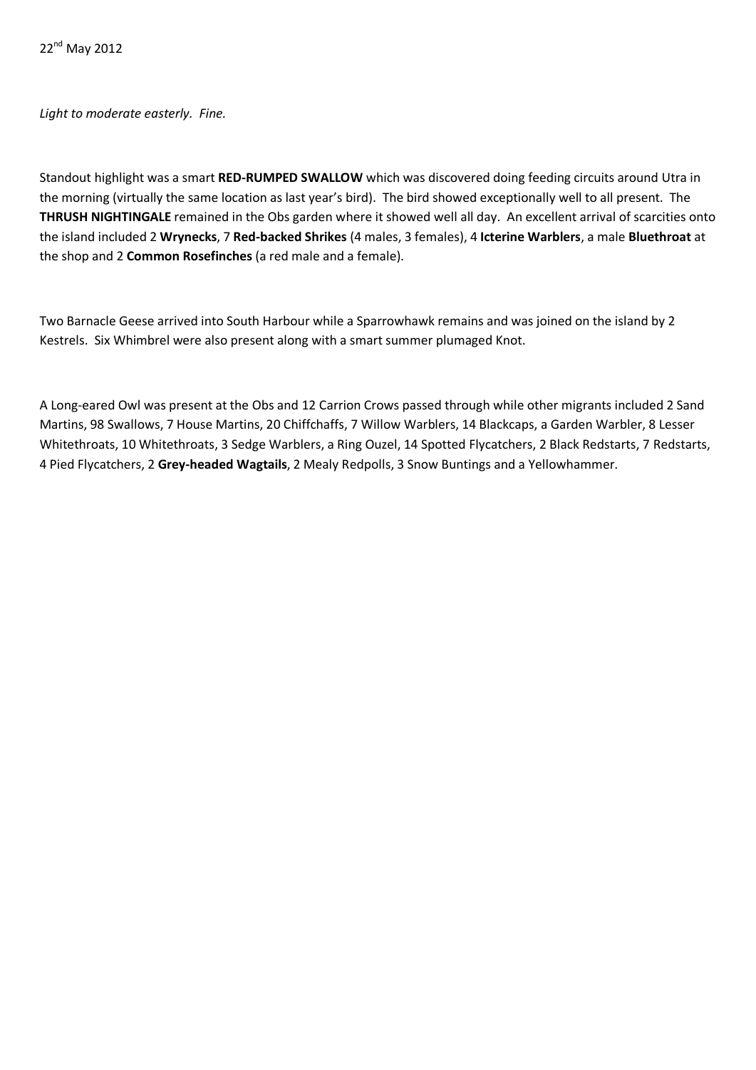22nd May 2012

*Light to moderate easterly. Fine.*

Standout highlight was a smart **RED-RUMPED SWALLOW** which was discovered doing feeding circuits around Utra in the morning (virtually the same location as last year's bird). The bird showed exceptionally well to all present. The **THRUSH NIGHTINGALE** remained in the Obs garden where it showed well all day. An excellent arrival of scarcities onto the island included 2 **Wrynecks**, 7 **Red-backed Shrikes** (4 males, 3 females), 4 **Icterine Warblers**, a male **Bluethroat** at the shop and 2 **Common Rosefinches** (a red male and a female).

Two Barnacle Geese arrived into South Harbour while a Sparrowhawk remains and was joined on the island by 2 Kestrels. Six Whimbrel were also present along with a smart summer plumaged Knot.

A Long-eared Owl was present at the Obs and 12 Carrion Crows passed through while other migrants included 2 Sand Martins, 98 Swallows, 7 House Martins, 20 Chiffchaffs, 7 Willow Warblers, 14 Blackcaps, a Garden Warbler, 8 Lesser Whitethroats, 10 Whitethroats, 3 Sedge Warblers, a Ring Ouzel, 14 Spotted Flycatchers, 2 Black Redstarts, 7 Redstarts, 4 Pied Flycatchers, 2 **Grey-headed Wagtails**, 2 Mealy Redpolls, 3 Snow Buntings and a Yellowhammer.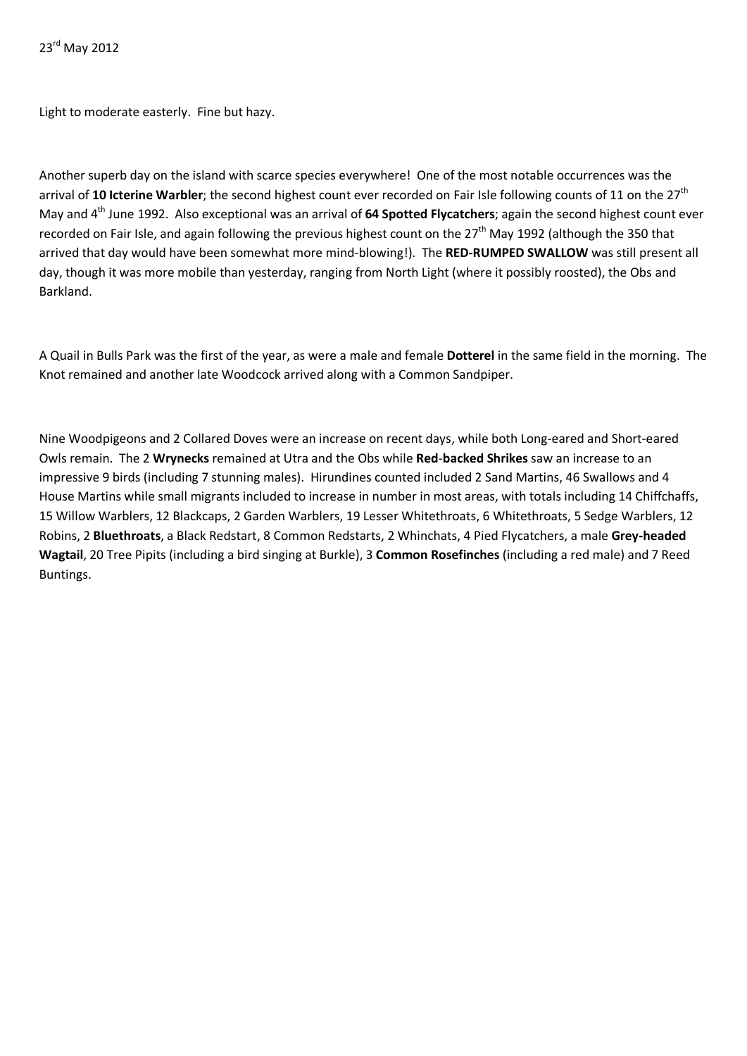23rd May 2012

Light to moderate easterly. Fine but hazy.

Another superb day on the island with scarce species everywhere! One of the most notable occurrences was the arrival of **10 Icterine Warbler**; the second highest count ever recorded on Fair Isle following counts of 11 on the 27th May and 4th June 1992. Also exceptional was an arrival of **64 Spotted Flycatchers**; again the second highest count ever recorded on Fair Isle, and again following the previous highest count on the 27th May 1992 (although the 350 that arrived that day would have been somewhat more mind-blowing!). The **RED-RUMPED SWALLOW** was still present all day, though it was more mobile than yesterday, ranging from North Light (where it possibly roosted), the Obs and Barkland.

A Quail in Bulls Park was the first of the year, as were a male and female **Dotterel** in the same field in the morning. The Knot remained and another late Woodcock arrived along with a Common Sandpiper.

Nine Woodpigeons and 2 Collared Doves were an increase on recent days, while both Long-eared and Short-eared Owls remain. The 2 **Wrynecks** remained at Utra and the Obs while **Red-backed Shrikes** saw an increase to an impressive 9 birds (including 7 stunning males). Hirundines counted included 2 Sand Martins, 46 Swallows and 4 House Martins while small migrants included to increase in number in most areas, with totals including 14 Chiffchaffs, 15 Willow Warblers, 12 Blackcaps, 2 Garden Warblers, 19 Lesser Whitethroats, 6 Whitethroats, 5 Sedge Warblers, 12 Robins, 2 **Bluethroats**, a Black Redstart, 8 Common Redstarts, 2 Whinchats, 4 Pied Flycatchers, a male **Grey-headed Wagtail**, 20 Tree Pipits (including a bird singing at Burkle), 3 **Common Rosefinches** (including a red male) and 7 Reed Buntings.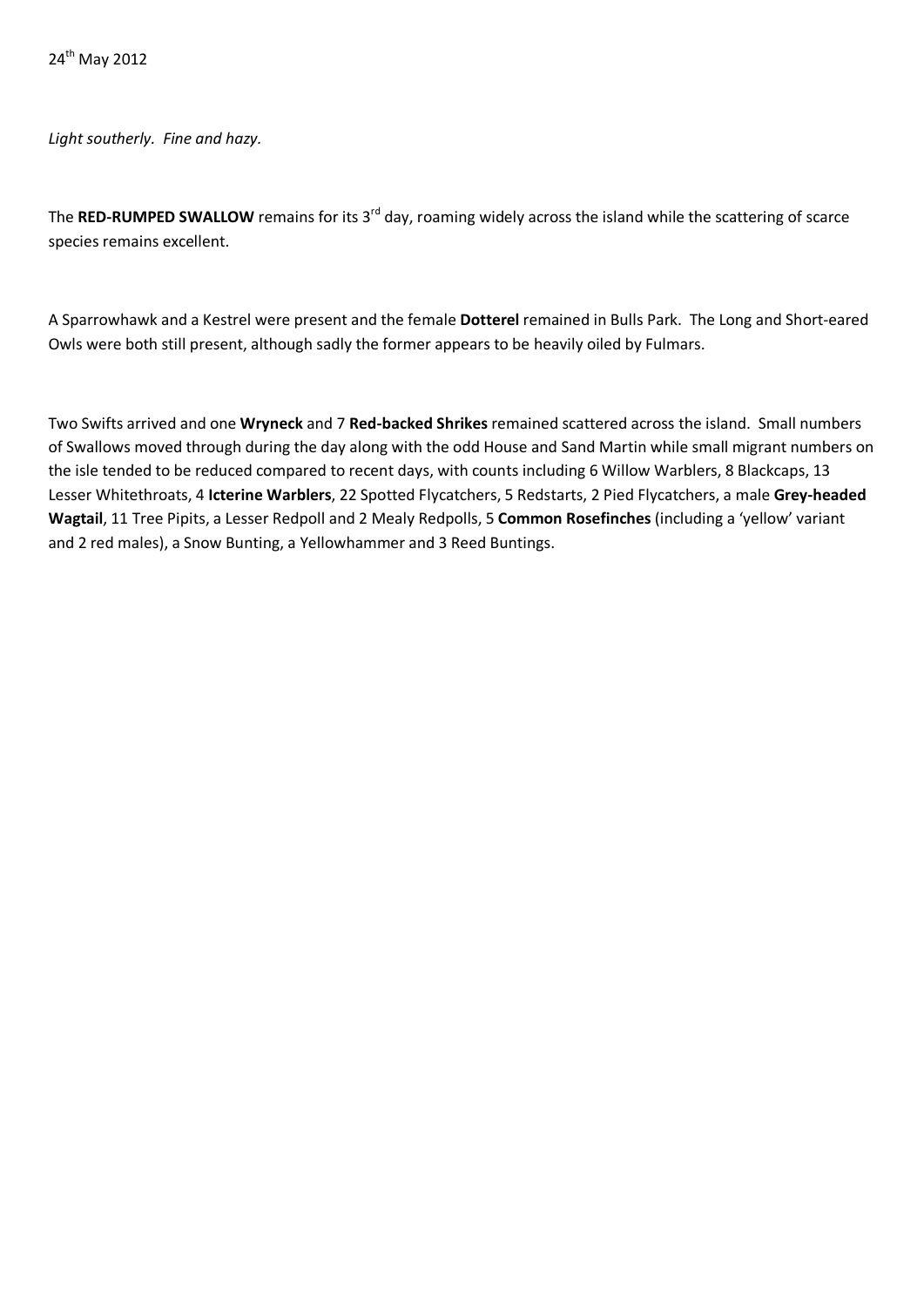24th May 2012

*Light southerly. Fine and hazy.*

The **RED-RUMPED SWALLOW** remains for its 3rd day, roaming widely across the island while the scattering of scarce species remains excellent.

A Sparrowhawk and a Kestrel were present and the female **Dotterel** remained in Bulls Park. The Long and Short-eared Owls were both still present, although sadly the former appears to be heavily oiled by Fulmars.

Two Swifts arrived and one **Wryneck** and 7 **Red-backed Shrikes** remained scattered across the island. Small numbers of Swallows moved through during the day along with the odd House and Sand Martin while small migrant numbers on the isle tended to be reduced compared to recent days, with counts including 6 Willow Warblers, 8 Blackcaps, 13 Lesser Whitethroats, 4 **Icterine Warblers**, 22 Spotted Flycatchers, 5 Redstarts, 2 Pied Flycatchers, a male **Grey-headed Wagtail**, 11 Tree Pipits, a Lesser Redpoll and 2 Mealy Redpolls, 5 **Common Rosefinches** (including a 'yellow' variant and 2 red males), a Snow Bunting, a Yellowhammer and 3 Reed Buntings.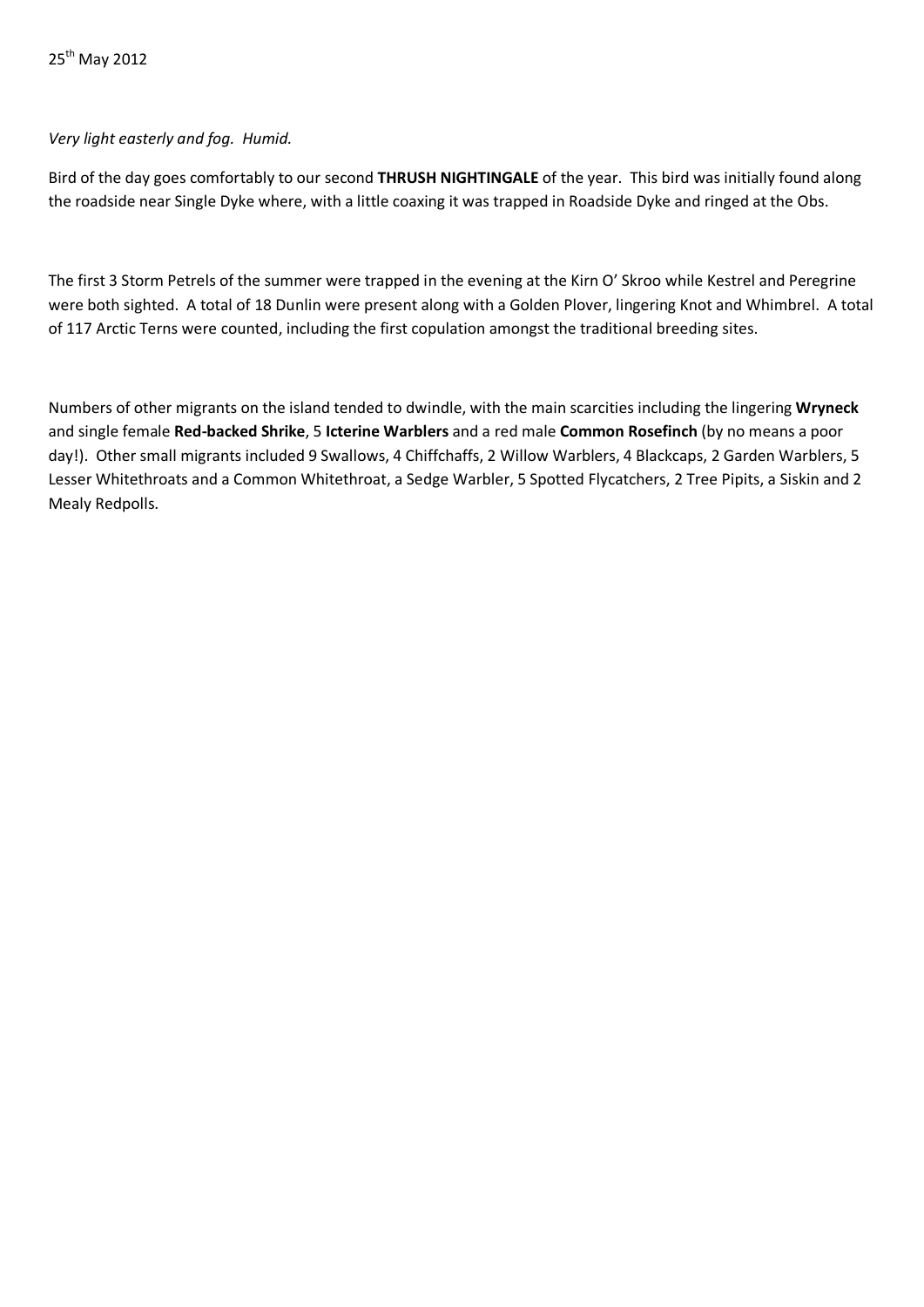25th May 2012

*Very light easterly and fog. Humid.*

Bird of the day goes comfortably to our second **THRUSH NIGHTINGALE** of the year. This bird was initially found along the roadside near Single Dyke where, with a little coaxing it was trapped in Roadside Dyke and ringed at the Obs.

The first 3 Storm Petrels of the summer were trapped in the evening at the Kirn O' Skroo while Kestrel and Peregrine were both sighted. A total of 18 Dunlin were present along with a Golden Plover, lingering Knot and Whimbrel. A total of 117 Arctic Terns were counted, including the first copulation amongst the traditional breeding sites.

Numbers of other migrants on the island tended to dwindle, with the main scarcities including the lingering **Wryneck** and single female **Red-backed Shrike**, 5 **Icterine Warblers** and a red male **Common Rosefinch** (by no means a poor day!). Other small migrants included 9 Swallows, 4 Chiffchaffs, 2 Willow Warblers, 4 Blackcaps, 2 Garden Warblers, 5 Lesser Whitethroats and a Common Whitethroat, a Sedge Warbler, 5 Spotted Flycatchers, 2 Tree Pipits, a Siskin and 2 Mealy Redpolls.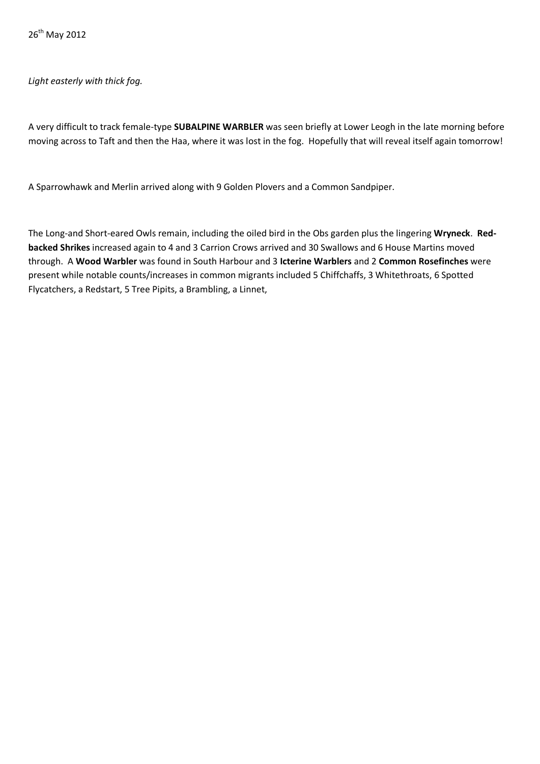26th May 2012

*Light easterly with thick fog.*

A very difficult to track female-type **SUBALPINE WARBLER** was seen briefly at Lower Leogh in the late morning before moving across to Taft and then the Haa, where it was lost in the fog. Hopefully that will reveal itself again tomorrow!

A Sparrowhawk and Merlin arrived along with 9 Golden Plovers and a Common Sandpiper.

The Long-and Short-eared Owls remain, including the oiled bird in the Obs garden plus the lingering **Wryneck**. **Red-backed Shrikes** increased again to 4 and 3 Carrion Crows arrived and 30 Swallows and 6 House Martins moved through. A **Wood Warbler** was found in South Harbour and 3 **Icterine Warblers** and 2 **Common Rosefinches** were present while notable counts/increases in common migrants included 5 Chiffchaffs, 3 Whitethroats, 6 Spotted Flycatchers, a Redstart, 5 Tree Pipits, a Brambling, a Linnet,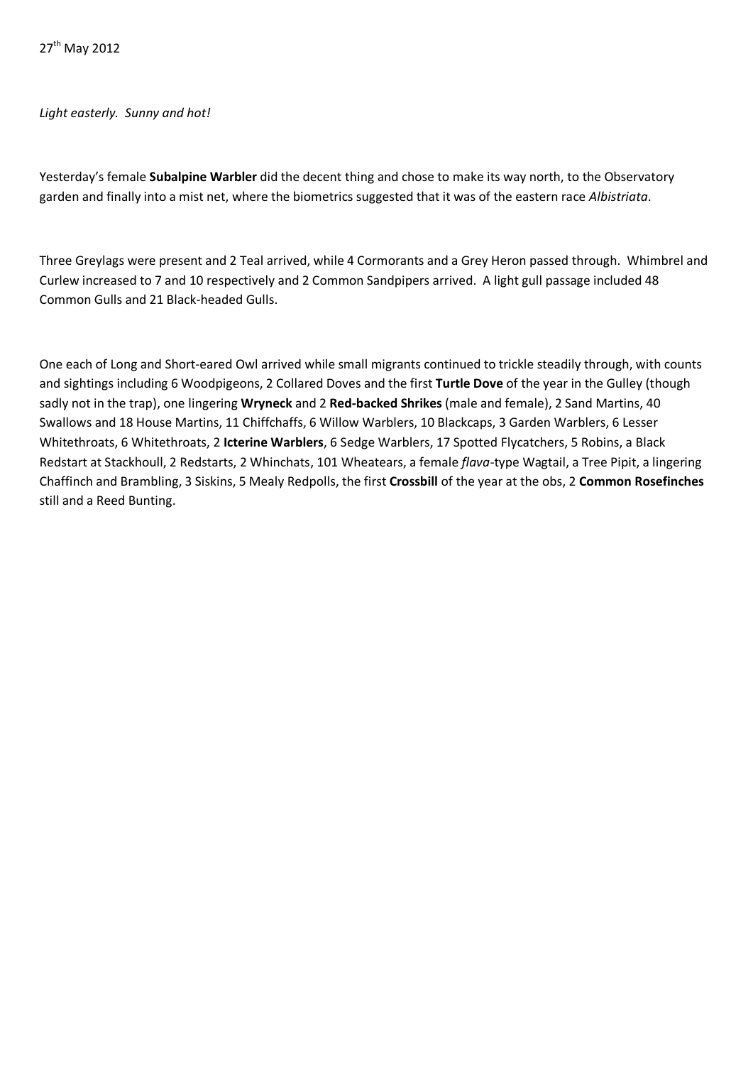27th May 2012

*Light easterly. Sunny and hot!*

Yesterday's female **Subalpine Warbler** did the decent thing and chose to make its way north, to the Observatory garden and finally into a mist net, where the biometrics suggested that it was of the eastern race *Albistriata*.

Three Greylags were present and 2 Teal arrived, while 4 Cormorants and a Grey Heron passed through. Whimbrel and Curlew increased to 7 and 10 respectively and 2 Common Sandpipers arrived. A light gull passage included 48 Common Gulls and 21 Black-headed Gulls.

One each of Long and Short-eared Owl arrived while small migrants continued to trickle steadily through, with counts and sightings including 6 Woodpigeons, 2 Collared Doves and the first **Turtle Dove** of the year in the Gulley (though sadly not in the trap), one lingering **Wryneck** and 2 **Red-backed Shrikes** (male and female), 2 Sand Martins, 40 Swallows and 18 House Martins, 11 Chiffchaffs, 6 Willow Warblers, 10 Blackcaps, 3 Garden Warblers, 6 Lesser Whitethroats, 6 Whitethroats, 2 **Icterine Warblers**, 6 Sedge Warblers, 17 Spotted Flycatchers, 5 Robins, a Black Redstart at Stackhoull, 2 Redstarts, 2 Whinchats, 101 Wheatears, a female *flava*-type Wagtail, a Tree Pipit, a lingering Chaffinch and Brambling, 3 Siskins, 5 Mealy Redpolls, the first **Crossbill** of the year at the obs, 2 **Common Rosefinches** still and a Reed Bunting.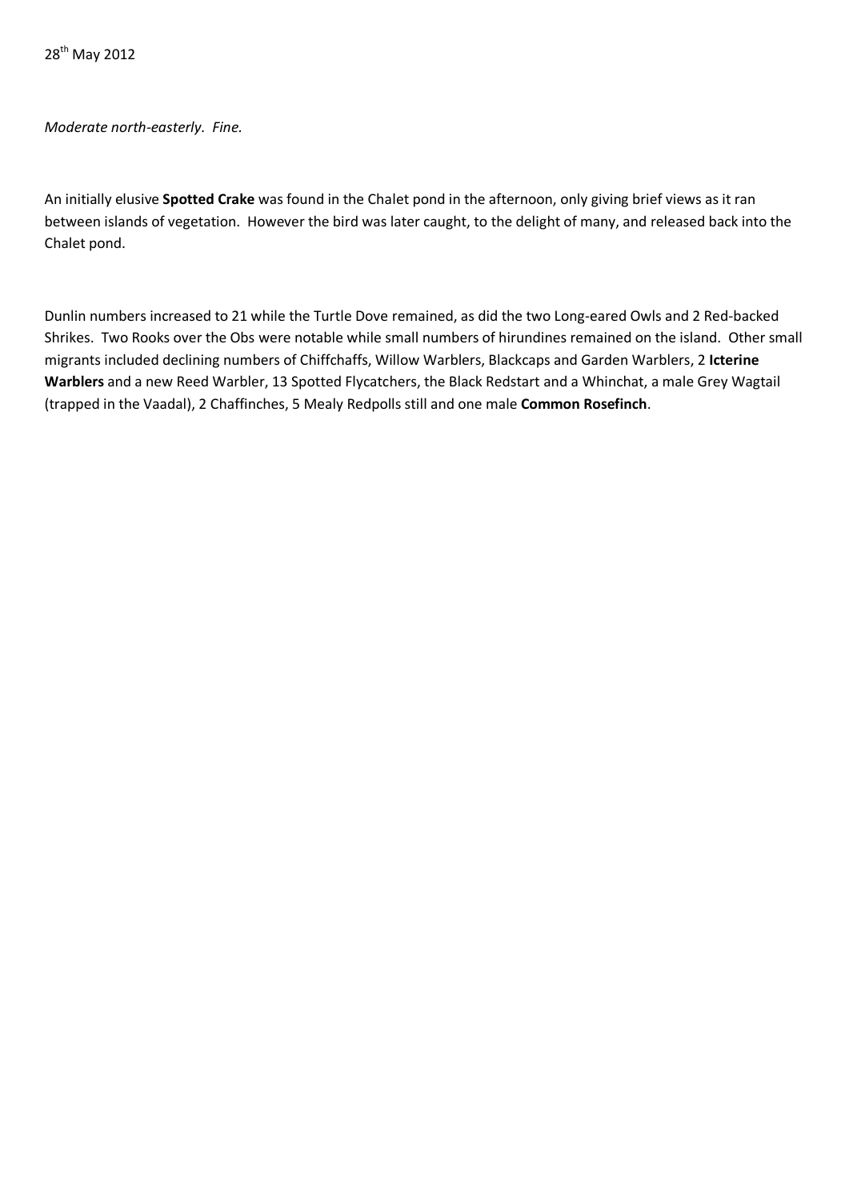28th May 2012

*Moderate north-easterly. Fine.*

An initially elusive **Spotted Crake** was found in the Chalet pond in the afternoon, only giving brief views as it ran between islands of vegetation. However the bird was later caught, to the delight of many, and released back into the Chalet pond.

Dunlin numbers increased to 21 while the Turtle Dove remained, as did the two Long-eared Owls and 2 Red-backed Shrikes. Two Rooks over the Obs were notable while small numbers of hirundines remained on the island. Other small migrants included declining numbers of Chiffchaffs, Willow Warblers, Blackcaps and Garden Warblers, 2 **Icterine Warblers** and a new Reed Warbler, 13 Spotted Flycatchers, the Black Redstart and a Whinchat, a male Grey Wagtail (trapped in the Vaadal), 2 Chaffinches, 5 Mealy Redpolls still and one male **Common Rosefinch**.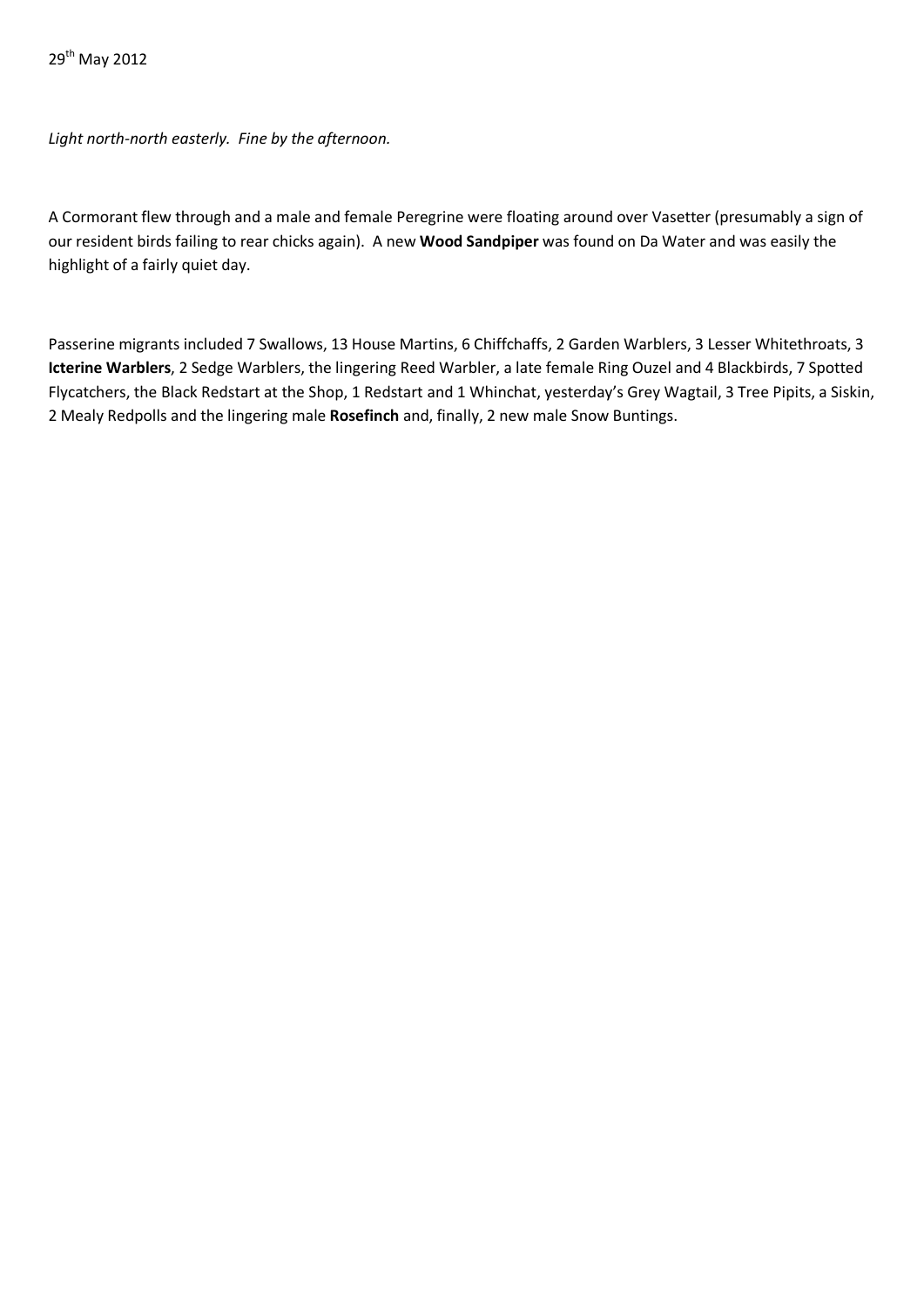29th May 2012

*Light north-north easterly. Fine by the afternoon.*

A Cormorant flew through and a male and female Peregrine were floating around over Vasetter (presumably a sign of our resident birds failing to rear chicks again). A new **Wood Sandpiper** was found on Da Water and was easily the highlight of a fairly quiet day.

Passerine migrants included 7 Swallows, 13 House Martins, 6 Chiffchaffs, 2 Garden Warblers, 3 Lesser Whitethroats, 3 **Icterine Warblers**, 2 Sedge Warblers, the lingering Reed Warbler, a late female Ring Ouzel and 4 Blackbirds, 7 Spotted Flycatchers, the Black Redstart at the Shop, 1 Redstart and 1 Whinchat, yesterday's Grey Wagtail, 3 Tree Pipits, a Siskin, 2 Mealy Redpolls and the lingering male **Rosefinch** and, finally, 2 new male Snow Buntings.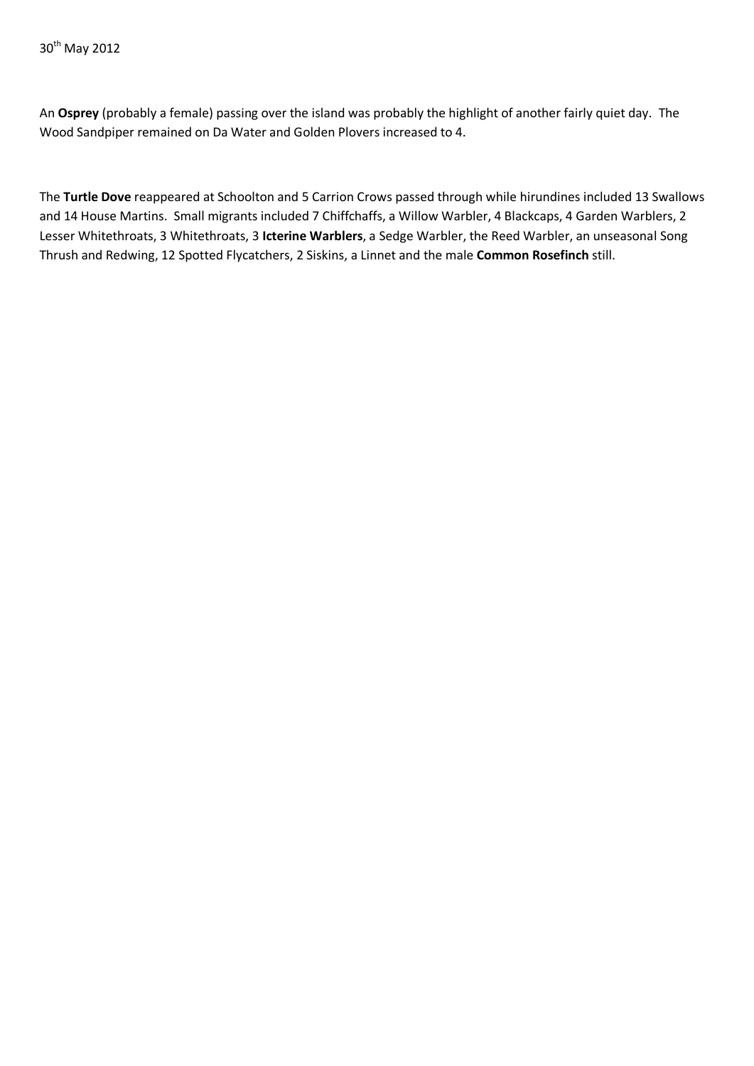30th May 2012

An **Osprey** (probably a female) passing over the island was probably the highlight of another fairly quiet day. The Wood Sandpiper remained on Da Water and Golden Plovers increased to 4.

The **Turtle Dove** reappeared at Schoolton and 5 Carrion Crows passed through while hirundines included 13 Swallows and 14 House Martins. Small migrants included 7 Chiffchaffs, a Willow Warbler, 4 Blackcaps, 4 Garden Warblers, 2 Lesser Whitethroats, 3 Whitethroats, 3 **Icterine Warblers**, a Sedge Warbler, the Reed Warbler, an unseasonal Song Thrush and Redwing, 12 Spotted Flycatchers, 2 Siskins, a Linnet and the male **Common Rosefinch** still.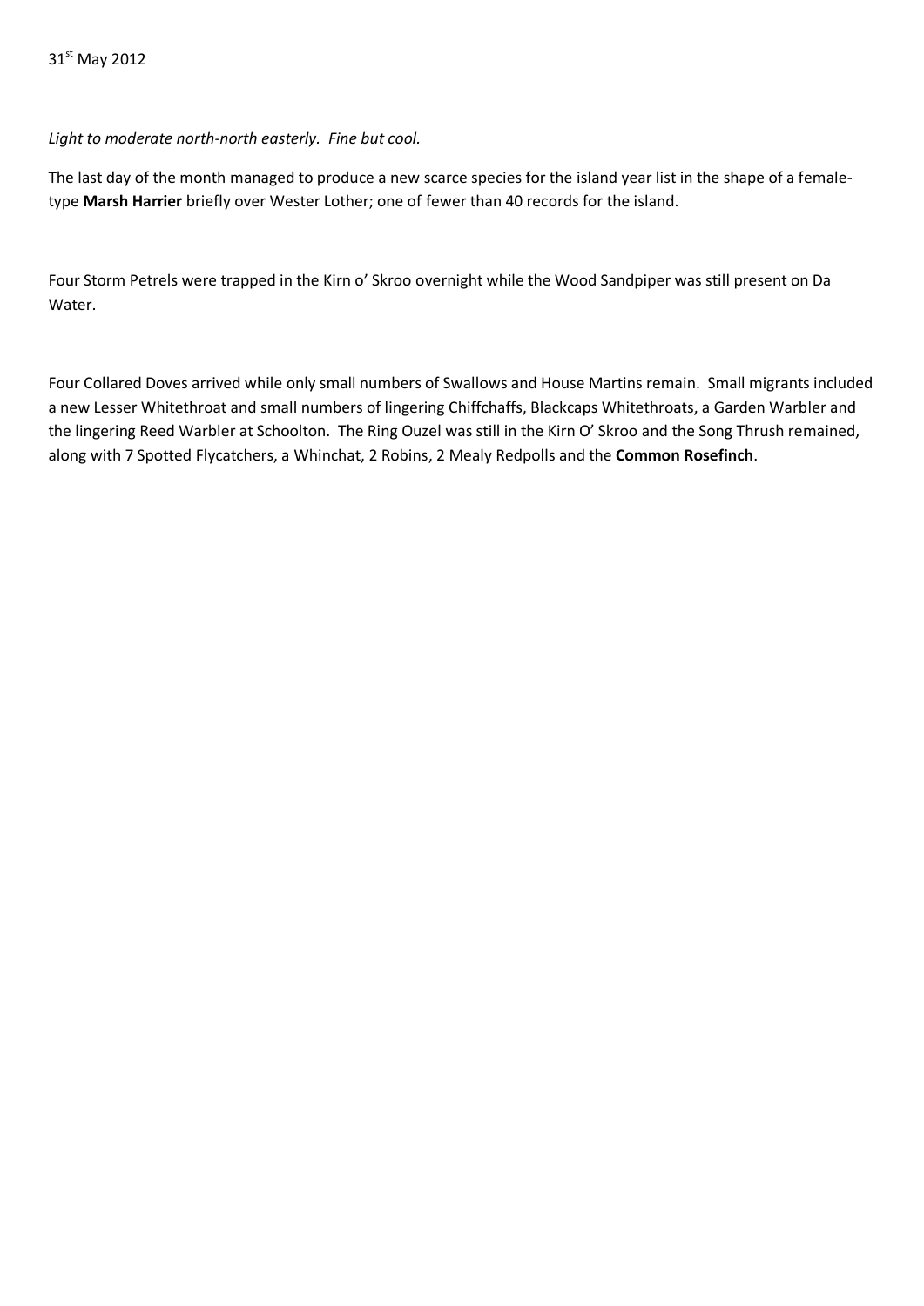31st May 2012

*Light to moderate north-north easterly. Fine but cool.*

The last day of the month managed to produce a new scarce species for the island year list in the shape of a female-type **Marsh Harrier** briefly over Wester Lother; one of fewer than 40 records for the island.

Four Storm Petrels were trapped in the Kirn o' Skroo overnight while the Wood Sandpiper was still present on Da Water.

Four Collared Doves arrived while only small numbers of Swallows and House Martins remain. Small migrants included a new Lesser Whitethroat and small numbers of lingering Chiffchaffs, Blackcaps Whitethroats, a Garden Warbler and the lingering Reed Warbler at Schoolton. The Ring Ouzel was still in the Kirn O' Skroo and the Song Thrush remained, along with 7 Spotted Flycatchers, a Whinchat, 2 Robins, 2 Mealy Redpolls and the **Common Rosefinch**.